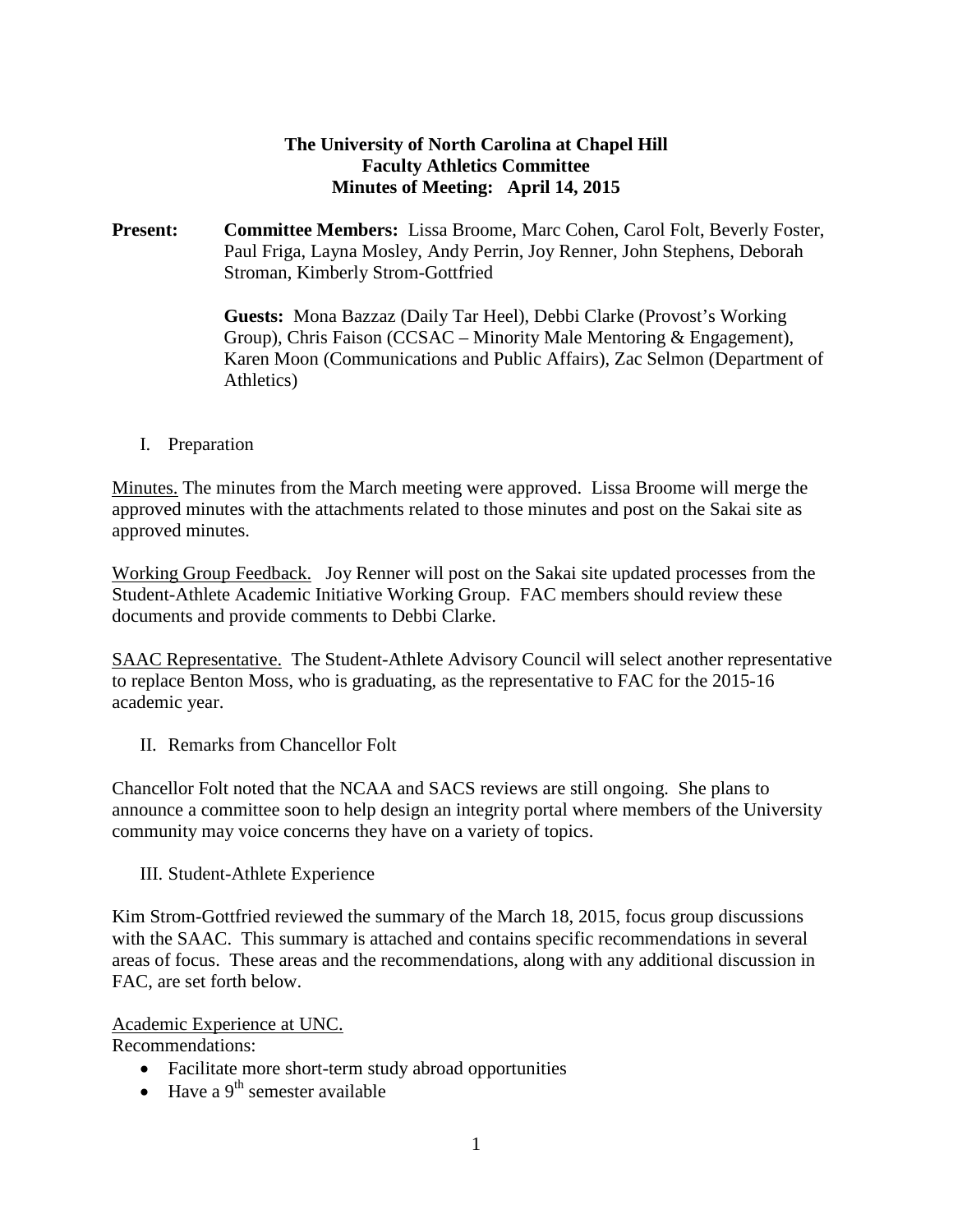**The University of North Carolina at Chapel Hill**
**Faculty Athletics Committee**
**Minutes of Meeting: April 14, 2015**

**Present:** **Committee Members:** Lissa Broome, Marc Cohen, Carol Folt, Beverly Foster, Paul Friga, Layna Mosley, Andy Perrin, Joy Renner, John Stephens, Deborah Stroman, Kimberly Strom-Gottfried

**Guests:** Mona Bazzaz (Daily Tar Heel), Debbi Clarke (Provost's Working Group), Chris Faison (CCSAC – Minority Male Mentoring & Engagement), Karen Moon (Communications and Public Affairs), Zac Selmon (Department of Athletics)

I. Preparation

Minutes. The minutes from the March meeting were approved. Lissa Broome will merge the approved minutes with the attachments related to those minutes and post on the Sakai site as approved minutes.

Working Group Feedback. Joy Renner will post on the Sakai site updated processes from the Student-Athlete Academic Initiative Working Group. FAC members should review these documents and provide comments to Debbi Clarke.

SAAC Representative. The Student-Athlete Advisory Council will select another representative to replace Benton Moss, who is graduating, as the representative to FAC for the 2015-16 academic year.

II. Remarks from Chancellor Folt

Chancellor Folt noted that the NCAA and SACS reviews are still ongoing. She plans to announce a committee soon to help design an integrity portal where members of the University community may voice concerns they have on a variety of topics.

III. Student-Athlete Experience

Kim Strom-Gottfried reviewed the summary of the March 18, 2015, focus group discussions with the SAAC. This summary is attached and contains specific recommendations in several areas of focus. These areas and the recommendations, along with any additional discussion in FAC, are set forth below.

Academic Experience at UNC.
Recommendations:

- Facilitate more short-term study abroad opportunities
- Have a 9th semester available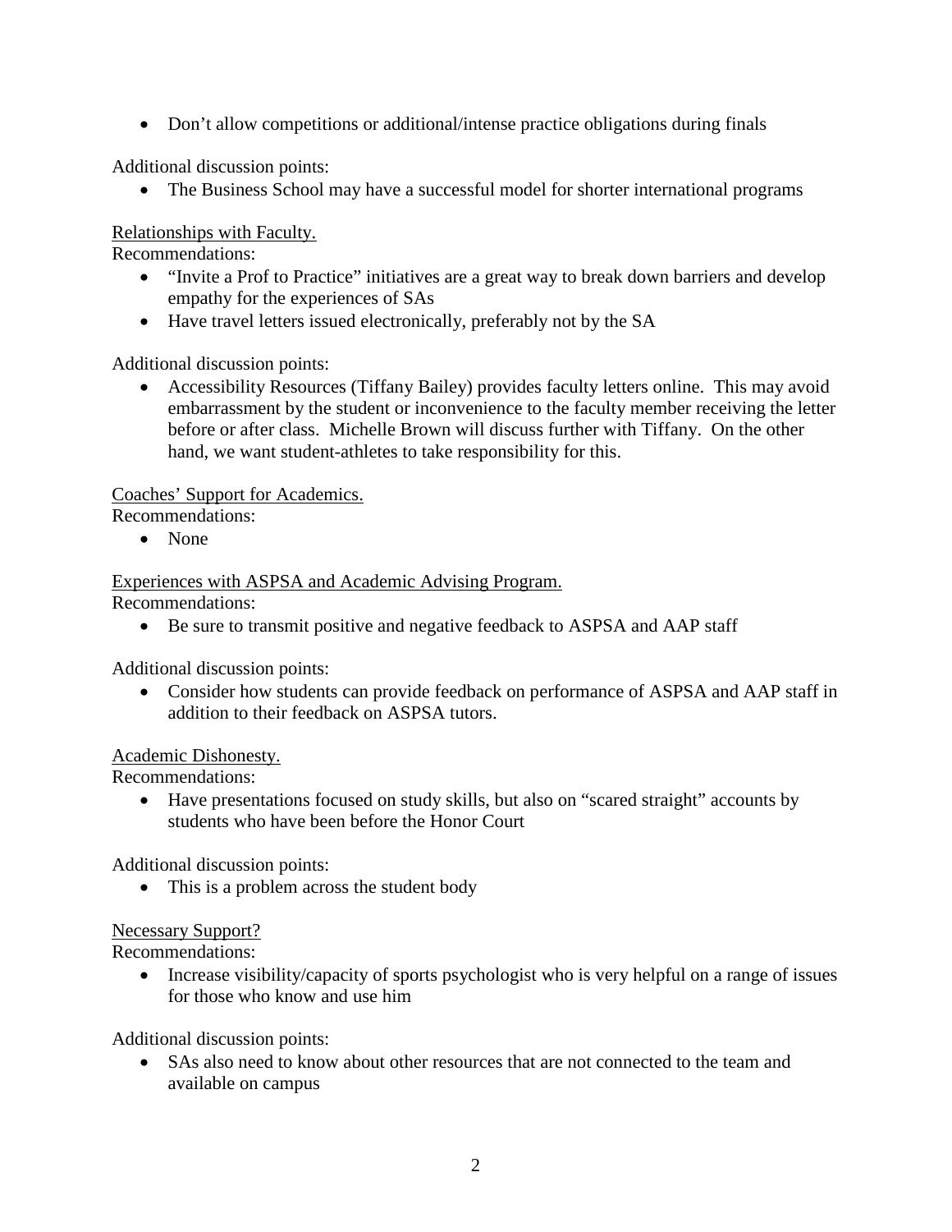- Don't allow competitions or additional/intense practice obligations during finals

Additional discussion points:

- The Business School may have a successful model for shorter international programs

<u>Relationships with Faculty.</u>

Recommendations:

- "Invite a Prof to Practice" initiatives are a great way to break down barriers and develop empathy for the experiences of SAs
- Have travel letters issued electronically, preferably not by the SA

Additional discussion points:

- Accessibility Resources (Tiffany Bailey) provides faculty letters online. This may avoid embarrassment by the student or inconvenience to the faculty member receiving the letter before or after class. Michelle Brown will discuss further with Tiffany. On the other hand, we want student-athletes to take responsibility for this.

<u>Coaches' Support for Academics.</u>

Recommendations:

- None

<u>Experiences with ASPSA and Academic Advising Program.</u>

Recommendations:

- Be sure to transmit positive and negative feedback to ASPSA and AAP staff

Additional discussion points:

- Consider how students can provide feedback on performance of ASPSA and AAP staff in addition to their feedback on ASPSA tutors.

<u>Academic Dishonesty.</u>

Recommendations:

- Have presentations focused on study skills, but also on "scared straight" accounts by students who have been before the Honor Court

Additional discussion points:

- This is a problem across the student body

<u>Necessary Support?</u>

Recommendations:

- Increase visibility/capacity of sports psychologist who is very helpful on a range of issues for those who know and use him

Additional discussion points:

- SAs also need to know about other resources that are not connected to the team and available on campus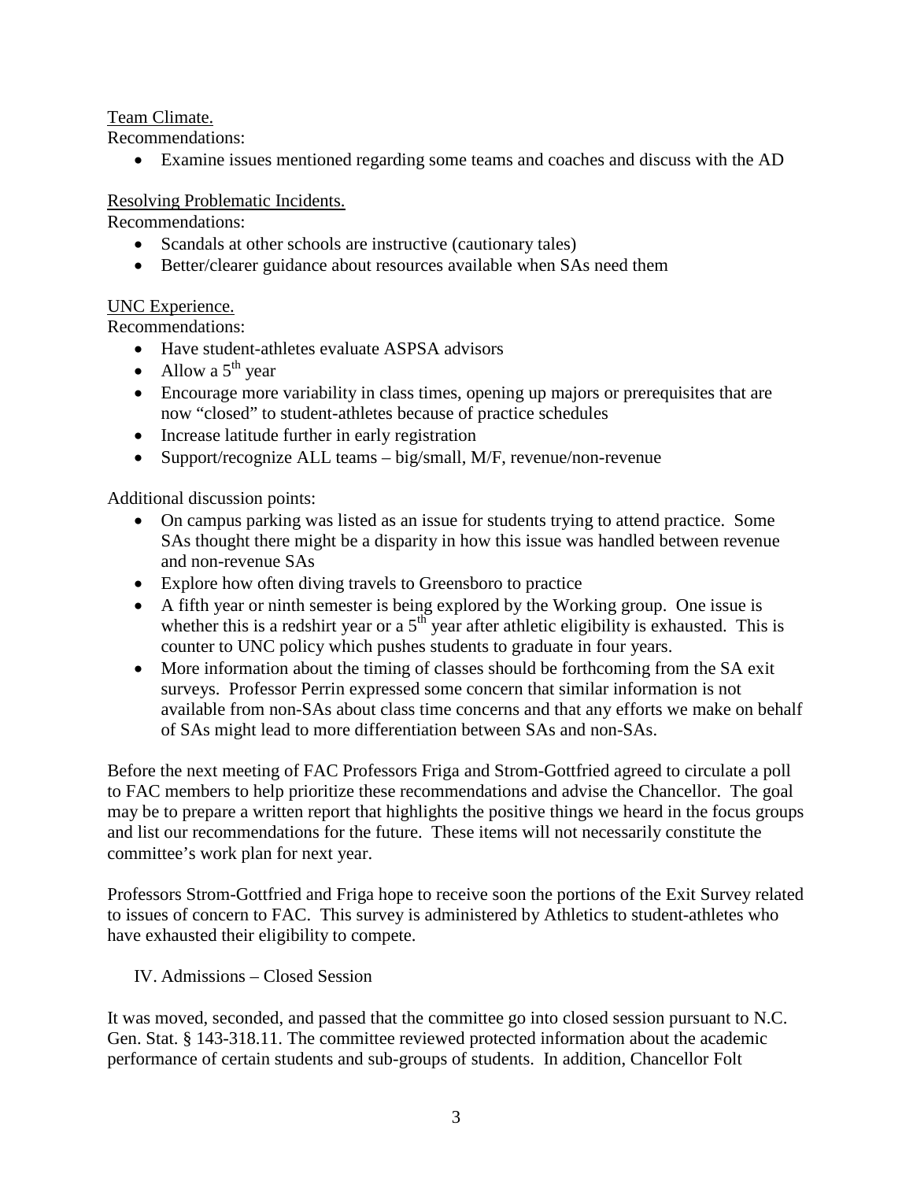<u>Team Climate.</u>

Recommendations:

- Examine issues mentioned regarding some teams and coaches and discuss with the AD

<u>Resolving Problematic Incidents.</u>

Recommendations:

- Scandals at other schools are instructive (cautionary tales)
- Better/clearer guidance about resources available when SAs need them

<u>UNC Experience.</u>

Recommendations:

- Have student-athletes evaluate ASPSA advisors
- Allow a 5th year
- Encourage more variability in class times, opening up majors or prerequisites that are now "closed" to student-athletes because of practice schedules
- Increase latitude further in early registration
- Support/recognize ALL teams – big/small, M/F, revenue/non-revenue

Additional discussion points:

- On campus parking was listed as an issue for students trying to attend practice. Some SAs thought there might be a disparity in how this issue was handled between revenue and non-revenue SAs
- Explore how often diving travels to Greensboro to practice
- A fifth year or ninth semester is being explored by the Working group. One issue is whether this is a redshirt year or a 5th year after athletic eligibility is exhausted. This is counter to UNC policy which pushes students to graduate in four years.
- More information about the timing of classes should be forthcoming from the SA exit surveys. Professor Perrin expressed some concern that similar information is not available from non-SAs about class time concerns and that any efforts we make on behalf of SAs might lead to more differentiation between SAs and non-SAs.

Before the next meeting of FAC Professors Friga and Strom-Gottfried agreed to circulate a poll to FAC members to help prioritize these recommendations and advise the Chancellor. The goal may be to prepare a written report that highlights the positive things we heard in the focus groups and list our recommendations for the future. These items will not necessarily constitute the committee's work plan for next year.

Professors Strom-Gottfried and Friga hope to receive soon the portions of the Exit Survey related to issues of concern to FAC. This survey is administered by Athletics to student-athletes who have exhausted their eligibility to compete.

IV. Admissions – Closed Session

It was moved, seconded, and passed that the committee go into closed session pursuant to N.C. Gen. Stat. § 143-318.11. The committee reviewed protected information about the academic performance of certain students and sub-groups of students. In addition, Chancellor Folt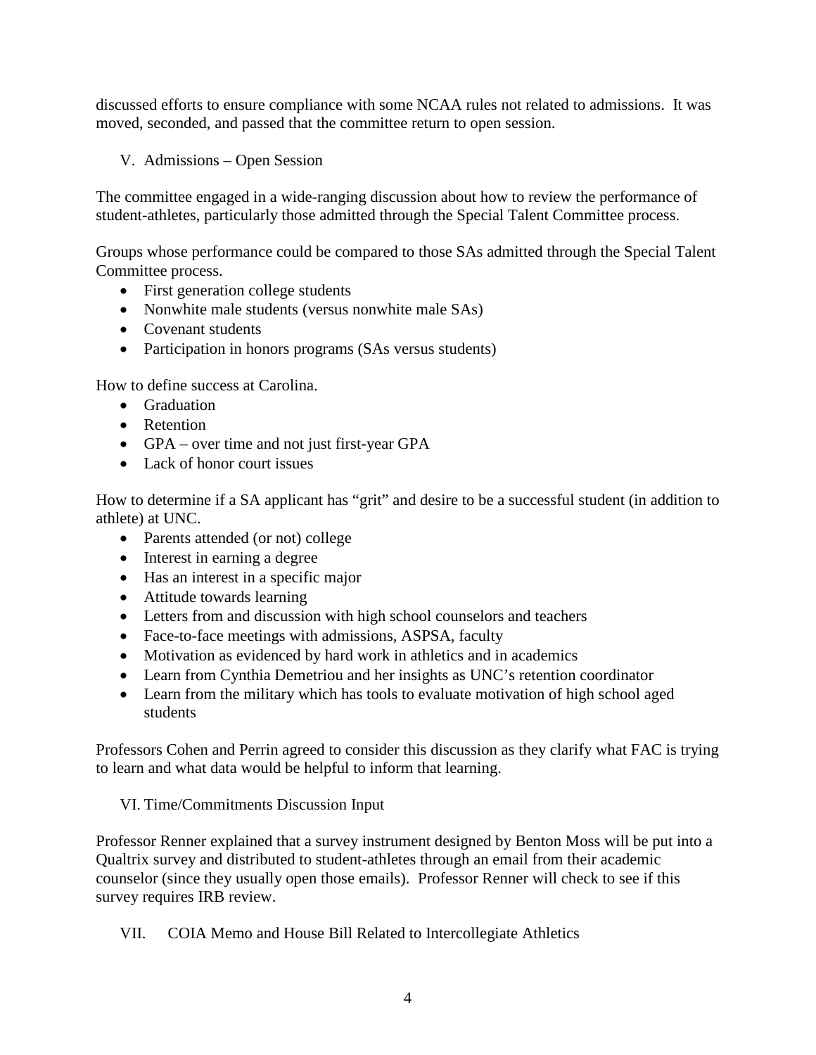discussed efforts to ensure compliance with some NCAA rules not related to admissions. It was moved, seconded, and passed that the committee return to open session.

## V. Admissions – Open Session

The committee engaged in a wide-ranging discussion about how to review the performance of student-athletes, particularly those admitted through the Special Talent Committee process.

Groups whose performance could be compared to those SAs admitted through the Special Talent Committee process.

- First generation college students
- Nonwhite male students (versus nonwhite male SAs)
- Covenant students
- Participation in honors programs (SAs versus students)

How to define success at Carolina.

- Graduation
- Retention
- GPA – over time and not just first-year GPA
- Lack of honor court issues

How to determine if a SA applicant has "grit" and desire to be a successful student (in addition to athlete) at UNC.

- Parents attended (or not) college
- Interest in earning a degree
- Has an interest in a specific major
- Attitude towards learning
- Letters from and discussion with high school counselors and teachers
- Face-to-face meetings with admissions, ASPSA, faculty
- Motivation as evidenced by hard work in athletics and in academics
- Learn from Cynthia Demetriou and her insights as UNC's retention coordinator
- Learn from the military which has tools to evaluate motivation of high school aged students

Professors Cohen and Perrin agreed to consider this discussion as they clarify what FAC is trying to learn and what data would be helpful to inform that learning.

## VI. Time/Commitments Discussion Input

Professor Renner explained that a survey instrument designed by Benton Moss will be put into a Qualtrix survey and distributed to student-athletes through an email from their academic counselor (since they usually open those emails). Professor Renner will check to see if this survey requires IRB review.

## VII. COIA Memo and House Bill Related to Intercollegiate Athletics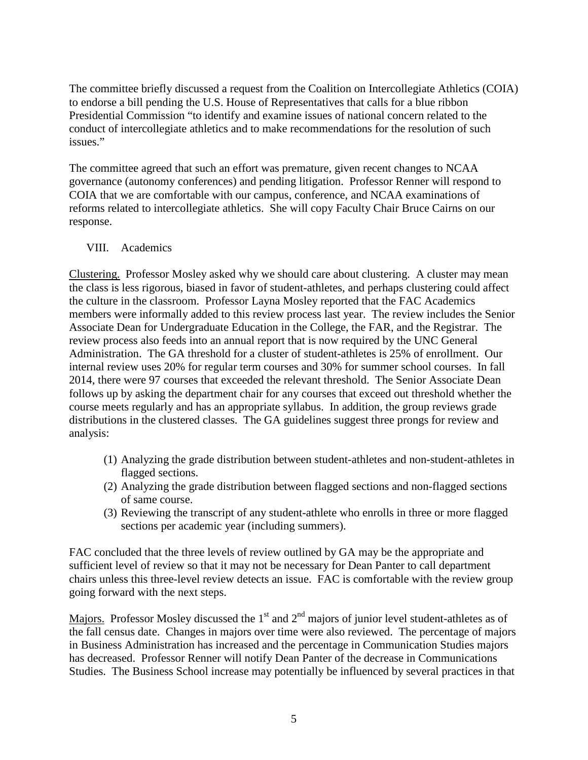The committee briefly discussed a request from the Coalition on Intercollegiate Athletics (COIA) to endorse a bill pending the U.S. House of Representatives that calls for a blue ribbon Presidential Commission "to identify and examine issues of national concern related to the conduct of intercollegiate athletics and to make recommendations for the resolution of such issues."

The committee agreed that such an effort was premature, given recent changes to NCAA governance (autonomy conferences) and pending litigation. Professor Renner will respond to COIA that we are comfortable with our campus, conference, and NCAA examinations of reforms related to intercollegiate athletics. She will copy Faculty Chair Bruce Cairns on our response.

## VIII. Academics

Clustering. Professor Mosley asked why we should care about clustering. A cluster may mean the class is less rigorous, biased in favor of student-athletes, and perhaps clustering could affect the culture in the classroom. Professor Layna Mosley reported that the FAC Academics members were informally added to this review process last year. The review includes the Senior Associate Dean for Undergraduate Education in the College, the FAR, and the Registrar. The review process also feeds into an annual report that is now required by the UNC General Administration. The GA threshold for a cluster of student-athletes is 25% of enrollment. Our internal review uses 20% for regular term courses and 30% for summer school courses. In fall 2014, there were 97 courses that exceeded the relevant threshold. The Senior Associate Dean follows up by asking the department chair for any courses that exceed out threshold whether the course meets regularly and has an appropriate syllabus. In addition, the group reviews grade distributions in the clustered classes. The GA guidelines suggest three prongs for review and analysis:

(1) Analyzing the grade distribution between student-athletes and non-student-athletes in flagged sections.
(2) Analyzing the grade distribution between flagged sections and non-flagged sections of same course.
(3) Reviewing the transcript of any student-athlete who enrolls in three or more flagged sections per academic year (including summers).

FAC concluded that the three levels of review outlined by GA may be the appropriate and sufficient level of review so that it may not be necessary for Dean Panter to call department chairs unless this three-level review detects an issue. FAC is comfortable with the review group going forward with the next steps.

Majors. Professor Mosley discussed the 1st and 2nd majors of junior level student-athletes as of the fall census date. Changes in majors over time were also reviewed. The percentage of majors in Business Administration has increased and the percentage in Communication Studies majors has decreased. Professor Renner will notify Dean Panter of the decrease in Communications Studies. The Business School increase may potentially be influenced by several practices in that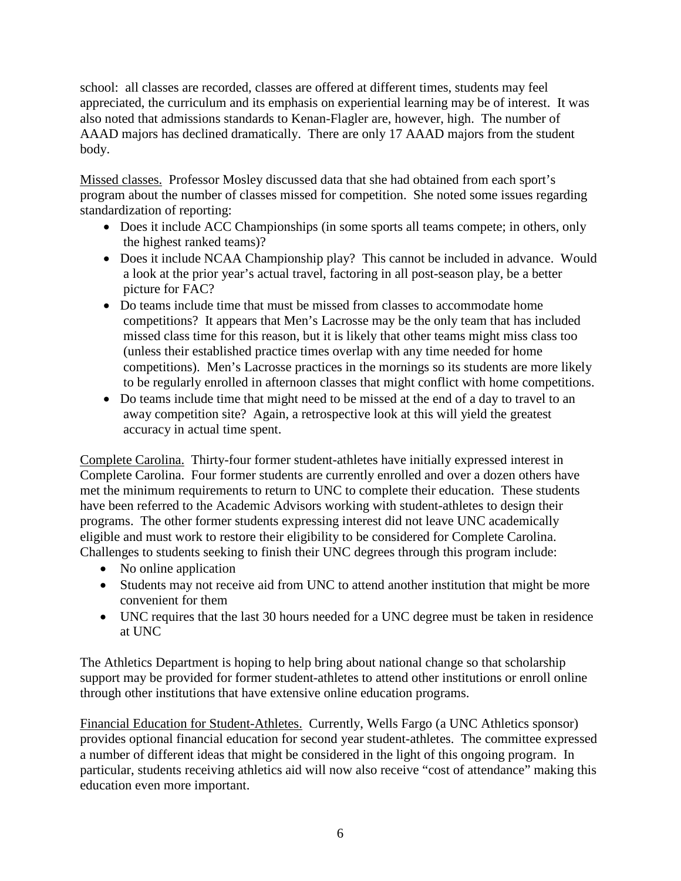school: all classes are recorded, classes are offered at different times, students may feel appreciated, the curriculum and its emphasis on experiential learning may be of interest. It was also noted that admissions standards to Kenan-Flagler are, however, high. The number of AAAD majors has declined dramatically. There are only 17 AAAD majors from the student body.

Missed classes. Professor Mosley discussed data that she had obtained from each sport's program about the number of classes missed for competition. She noted some issues regarding standardization of reporting:

- Does it include ACC Championships (in some sports all teams compete; in others, only the highest ranked teams)?
- Does it include NCAA Championship play? This cannot be included in advance. Would a look at the prior year's actual travel, factoring in all post-season play, be a better picture for FAC?
- Do teams include time that must be missed from classes to accommodate home competitions? It appears that Men's Lacrosse may be the only team that has included missed class time for this reason, but it is likely that other teams might miss class too (unless their established practice times overlap with any time needed for home competitions). Men's Lacrosse practices in the mornings so its students are more likely to be regularly enrolled in afternoon classes that might conflict with home competitions.
- Do teams include time that might need to be missed at the end of a day to travel to an away competition site? Again, a retrospective look at this will yield the greatest accuracy in actual time spent.

Complete Carolina. Thirty-four former student-athletes have initially expressed interest in Complete Carolina. Four former students are currently enrolled and over a dozen others have met the minimum requirements to return to UNC to complete their education. These students have been referred to the Academic Advisors working with student-athletes to design their programs. The other former students expressing interest did not leave UNC academically eligible and must work to restore their eligibility to be considered for Complete Carolina. Challenges to students seeking to finish their UNC degrees through this program include:

- No online application
- Students may not receive aid from UNC to attend another institution that might be more convenient for them
- UNC requires that the last 30 hours needed for a UNC degree must be taken in residence at UNC

The Athletics Department is hoping to help bring about national change so that scholarship support may be provided for former student-athletes to attend other institutions or enroll online through other institutions that have extensive online education programs.

Financial Education for Student-Athletes. Currently, Wells Fargo (a UNC Athletics sponsor) provides optional financial education for second year student-athletes. The committee expressed a number of different ideas that might be considered in the light of this ongoing program. In particular, students receiving athletics aid will now also receive "cost of attendance" making this education even more important.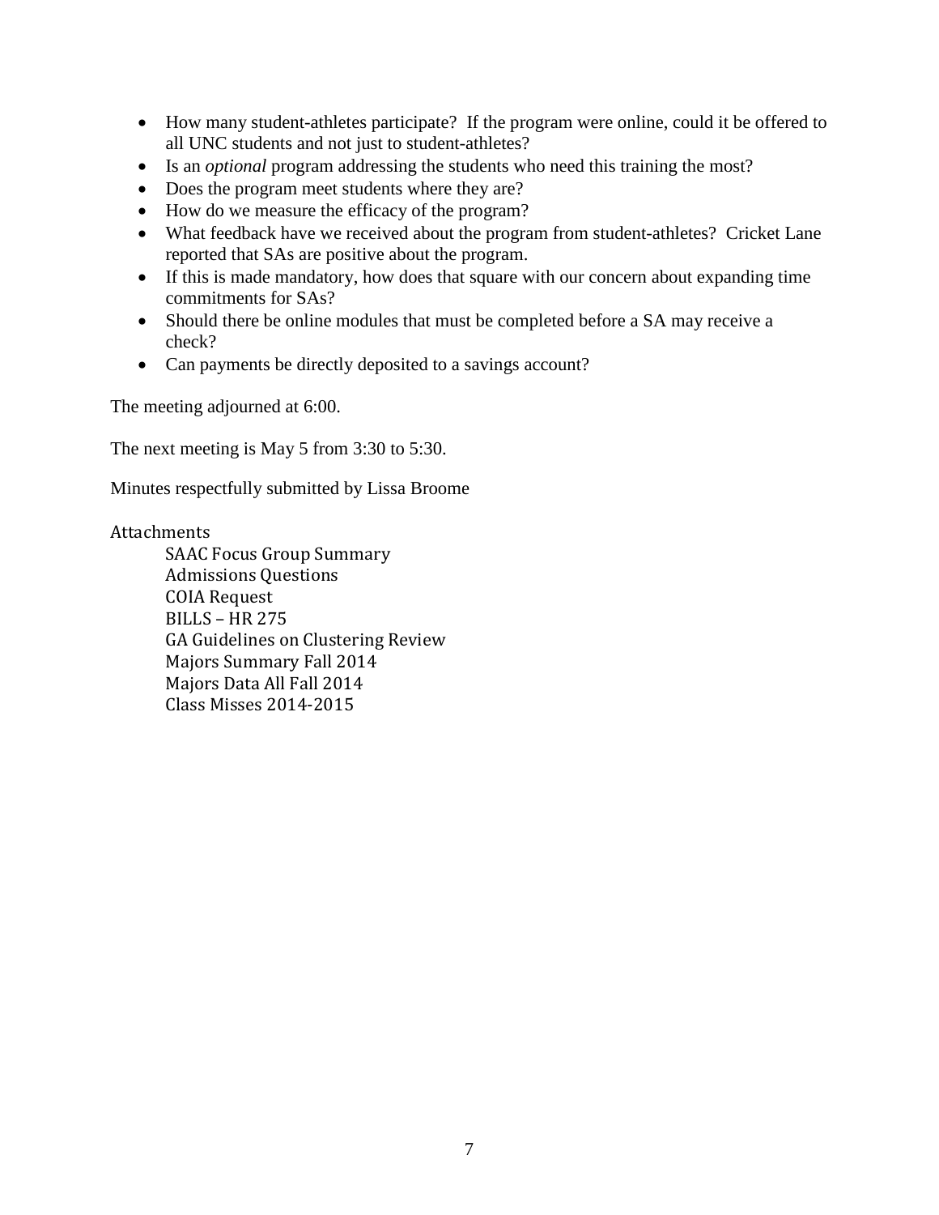- How many student-athletes participate? If the program were online, could it be offered to all UNC students and not just to student-athletes?
- Is an *optional* program addressing the students who need this training the most?
- Does the program meet students where they are?
- How do we measure the efficacy of the program?
- What feedback have we received about the program from student-athletes? Cricket Lane reported that SAs are positive about the program.
- If this is made mandatory, how does that square with our concern about expanding time commitments for SAs?
- Should there be online modules that must be completed before a SA may receive a check?
- Can payments be directly deposited to a savings account?

The meeting adjourned at 6:00.

The next meeting is May 5 from 3:30 to 5:30.

Minutes respectfully submitted by Lissa Broome

Attachments

SAAC Focus Group Summary
Admissions Questions
COIA Request
BILLS – HR 275
GA Guidelines on Clustering Review
Majors Summary Fall 2014
Majors Data All Fall 2014
Class Misses 2014-2015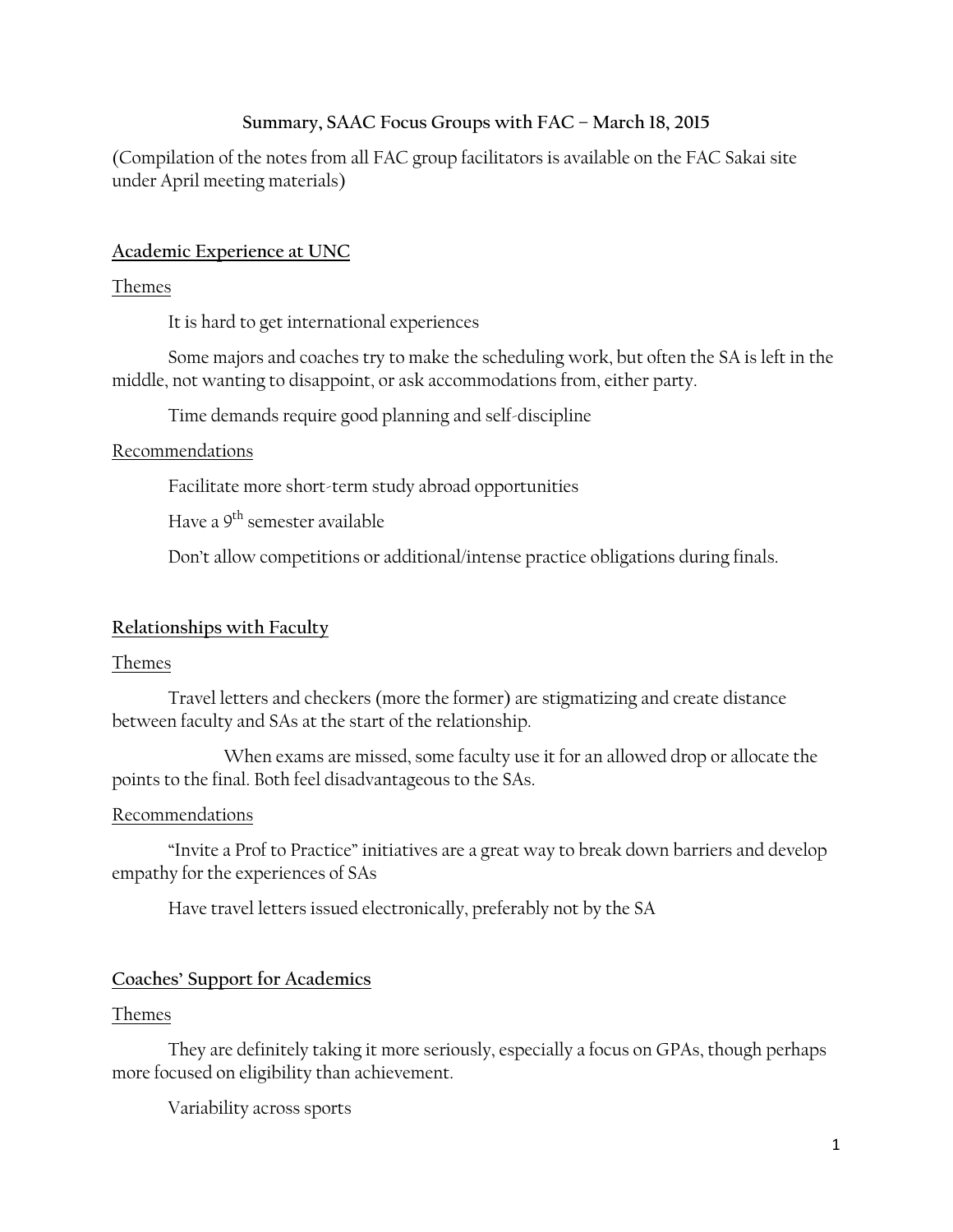**Summary, SAAC Focus Groups with FAC – March 18, 2015**

(Compilation of the notes from all FAC group facilitators is available on the FAC Sakai site under April meeting materials)

## Academic Experience at UNC

### Themes

It is hard to get international experiences

Some majors and coaches try to make the scheduling work, but often the SA is left in the middle, not wanting to disappoint, or ask accommodations from, either party.

Time demands require good planning and self-discipline

### Recommendations

Facilitate more short-term study abroad opportunities

Have a 9$^{th}$ semester available

Don't allow competitions or additional/intense practice obligations during finals.

## Relationships with Faculty

### Themes

Travel letters and checkers (more the former) are stigmatizing and create distance between faculty and SAs at the start of the relationship.

When exams are missed, some faculty use it for an allowed drop or allocate the points to the final. Both feel disadvantageous to the SAs.

### Recommendations

"Invite a Prof to Practice" initiatives are a great way to break down barriers and develop empathy for the experiences of SAs

Have travel letters issued electronically, preferably not by the SA

## Coaches' Support for Academics

### Themes

They are definitely taking it more seriously, especially a focus on GPAs, though perhaps more focused on eligibility than achievement.

Variability across sports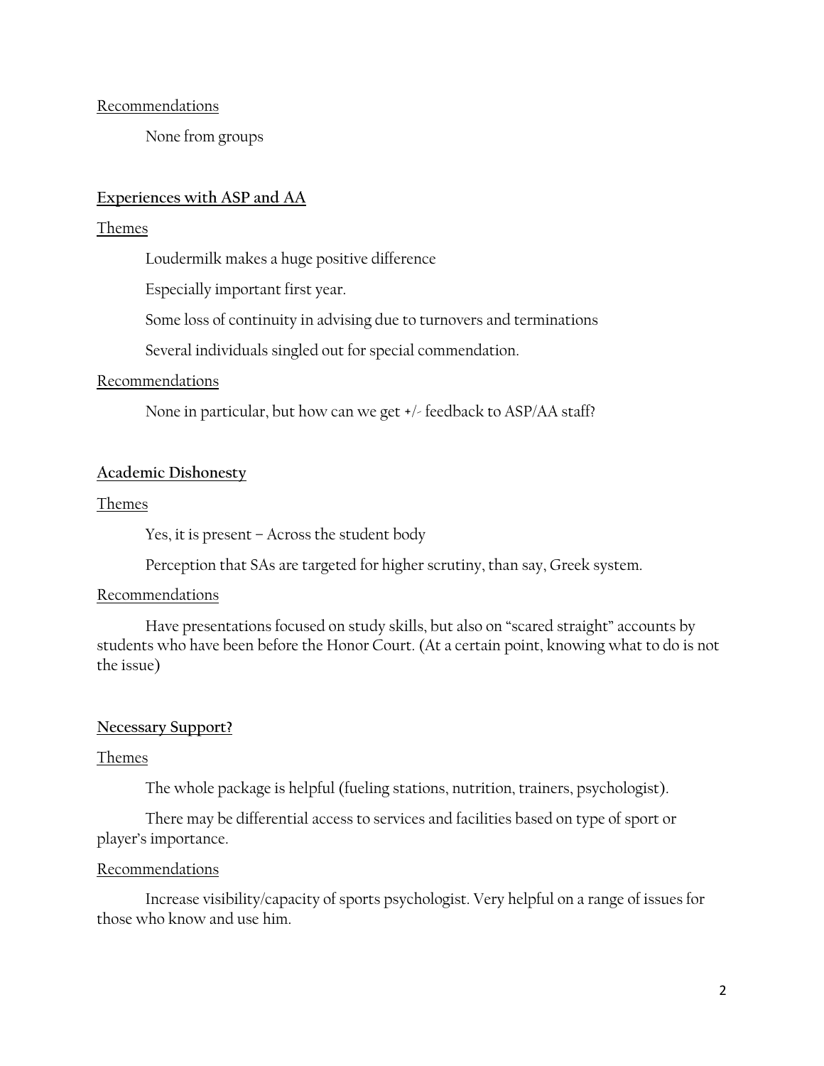Recommendations

None from groups

## Experiences with ASP and AA

Themes

Loudermilk makes a huge positive difference

Especially important first year.

Some loss of continuity in advising due to turnovers and terminations

Several individuals singled out for special commendation.

Recommendations

None in particular, but how can we get +/- feedback to ASP/AA staff?

## Academic Dishonesty

Themes

Yes, it is present – Across the student body

Perception that SAs are targeted for higher scrutiny, than say, Greek system.

Recommendations

Have presentations focused on study skills, but also on "scared straight" accounts by students who have been before the Honor Court. (At a certain point, knowing what to do is not the issue)

## Necessary Support?

Themes

The whole package is helpful (fueling stations, nutrition, trainers, psychologist).

There may be differential access to services and facilities based on type of sport or player's importance.

Recommendations

Increase visibility/capacity of sports psychologist. Very helpful on a range of issues for those who know and use him.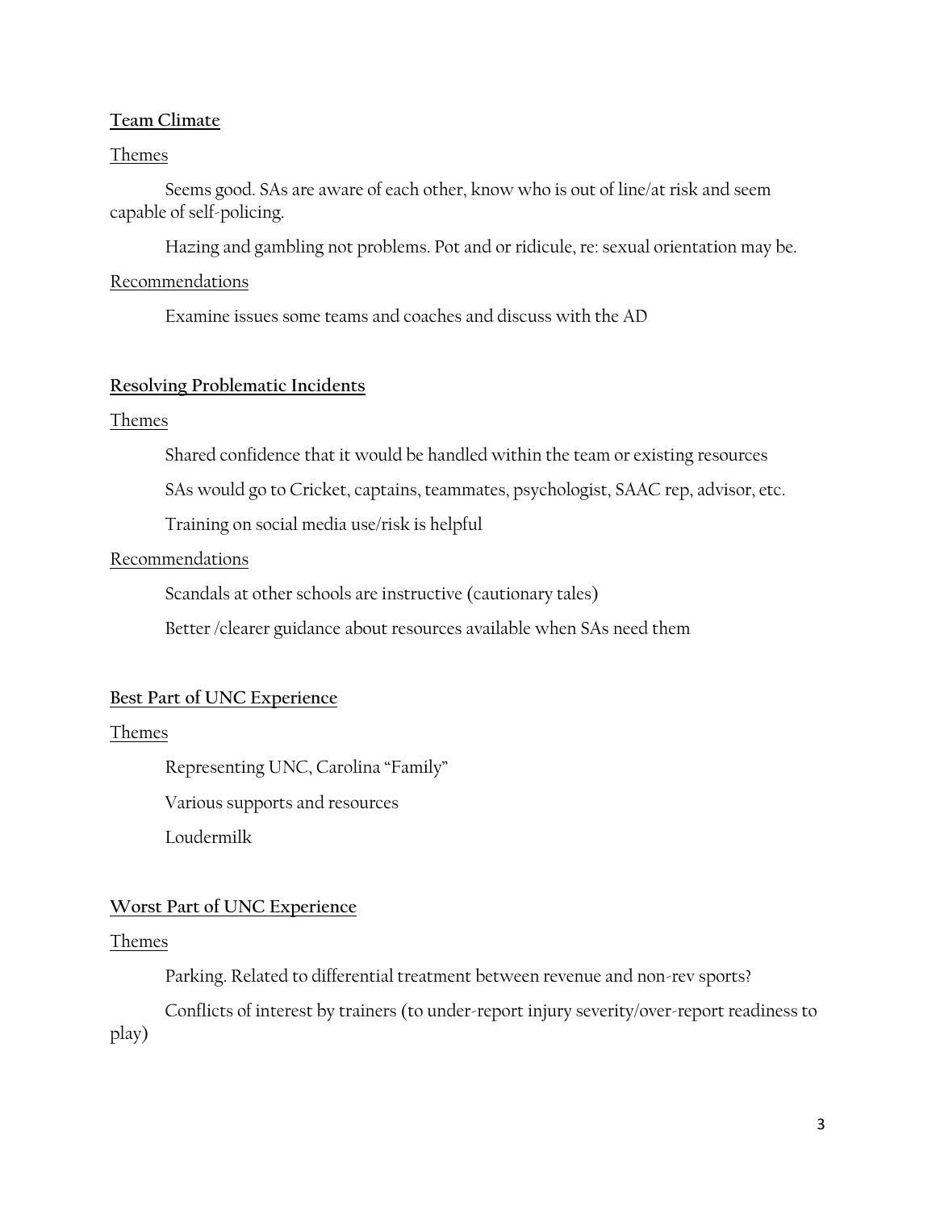**Team Climate**

Themes

Seems good. SAs are aware of each other, know who is out of line/at risk and seem capable of self-policing.

Hazing and gambling not problems. Pot and or ridicule, re: sexual orientation may be.

Recommendations

Examine issues some teams and coaches and discuss with the AD

**Resolving Problematic Incidents**

Themes

Shared confidence that it would be handled within the team or existing resources

SAs would go to Cricket, captains, teammates, psychologist, SAAC rep, advisor, etc.

Training on social media use/risk is helpful

Recommendations

Scandals at other schools are instructive (cautionary tales)

Better /clearer guidance about resources available when SAs need them

**Best Part of UNC Experience**

Themes

Representing UNC, Carolina "Family"

Various supports and resources

Loudermilk

**Worst Part of UNC Experience**

Themes

Parking. Related to differential treatment between revenue and non-rev sports?

Conflicts of interest by trainers (to under-report injury severity/over-report readiness to play)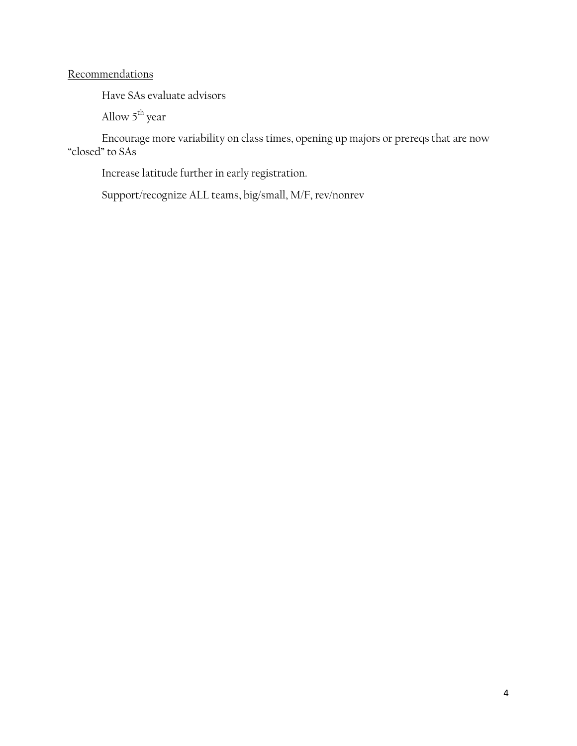Recommendations

Have SAs evaluate advisors

Allow 5th year

Encourage more variability on class times, opening up majors or prereqs that are now "closed" to SAs

Increase latitude further in early registration.

Support/recognize ALL teams, big/small, M/F, rev/nonrev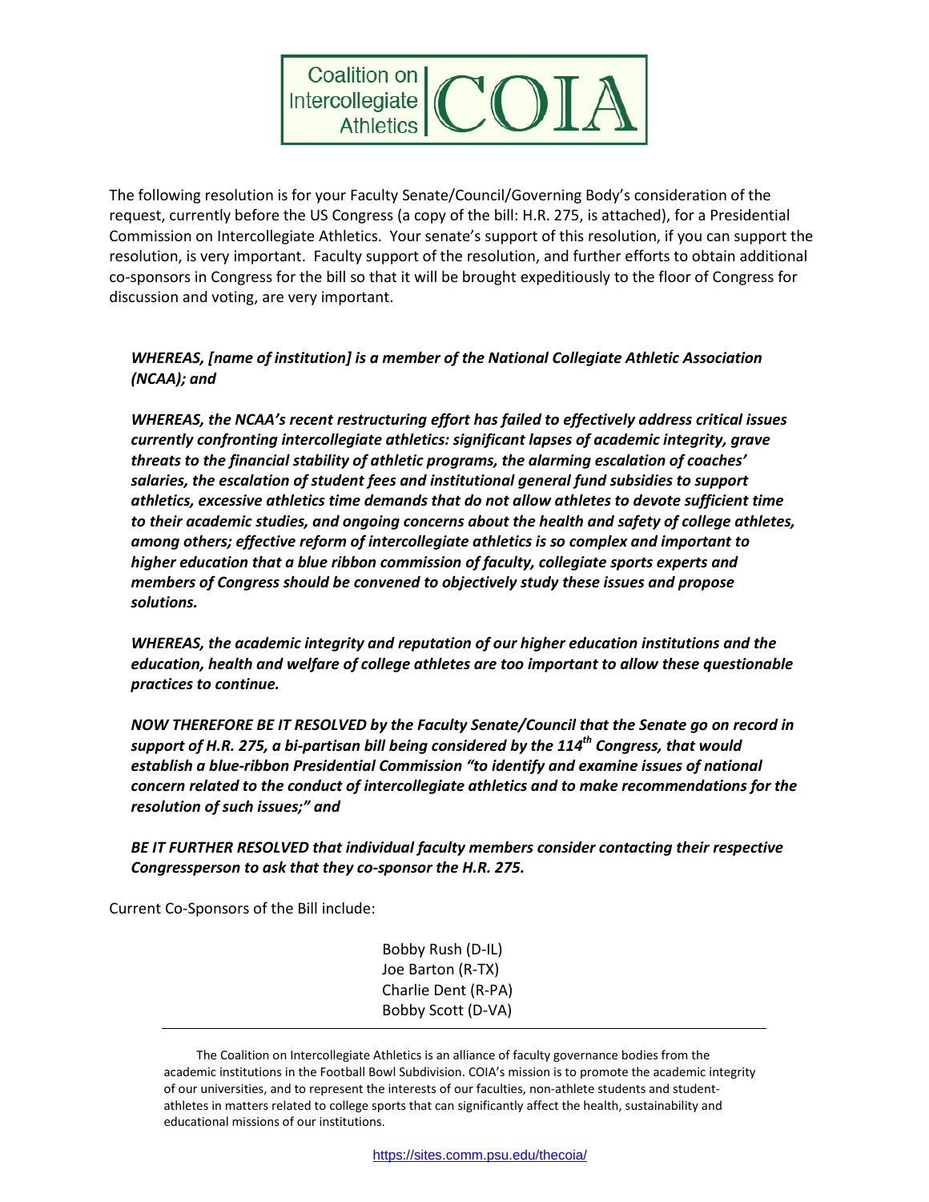Coalition on Intercollegiate Athletics | COIA

The following resolution is for your Faculty Senate/Council/Governing Body's consideration of the request, currently before the US Congress (a copy of the bill: H.R. 275, is attached), for a Presidential Commission on Intercollegiate Athletics. Your senate's support of this resolution, if you can support the resolution, is very important. Faculty support of the resolution, and further efforts to obtain additional co-sponsors in Congress for the bill so that it will be brought expeditiously to the floor of Congress for discussion and voting, are very important.

***WHEREAS, [name of institution] is a member of the National Collegiate Athletic Association (NCAA); and***

***WHEREAS, the NCAA's recent restructuring effort has failed to effectively address critical issues currently confronting intercollegiate athletics: significant lapses of academic integrity, grave threats to the financial stability of athletic programs, the alarming escalation of coaches' salaries, the escalation of student fees and institutional general fund subsidies to support athletics, excessive athletics time demands that do not allow athletes to devote sufficient time to their academic studies, and ongoing concerns about the health and safety of college athletes, among others; effective reform of intercollegiate athletics is so complex and important to higher education that a blue ribbon commission of faculty, collegiate sports experts and members of Congress should be convened to objectively study these issues and propose solutions.***

***WHEREAS, the academic integrity and reputation of our higher education institutions and the education, health and welfare of college athletes are too important to allow these questionable practices to continue.***

***NOW THEREFORE BE IT RESOLVED by the Faculty Senate/Council that the Senate go on record in support of H.R. 275, a bi-partisan bill being considered by the 114th Congress, that would establish a blue-ribbon Presidential Commission "to identify and examine issues of national concern related to the conduct of intercollegiate athletics and to make recommendations for the resolution of such issues;" and***

***BE IT FURTHER RESOLVED that individual faculty members consider contacting their respective Congressperson to ask that they co-sponsor the H.R. 275.***

Current Co-Sponsors of the Bill include:

Bobby Rush (D-IL)
Joe Barton (R-TX)
Charlie Dent (R-PA)
Bobby Scott (D-VA)

---

The Coalition on Intercollegiate Athletics is an alliance of faculty governance bodies from the academic institutions in the Football Bowl Subdivision. COIA's mission is to promote the academic integrity of our universities, and to represent the interests of our faculties, non-athlete students and student-athletes in matters related to college sports that can significantly affect the health, sustainability and educational missions of our institutions.

https://sites.comm.psu.edu/thecoia/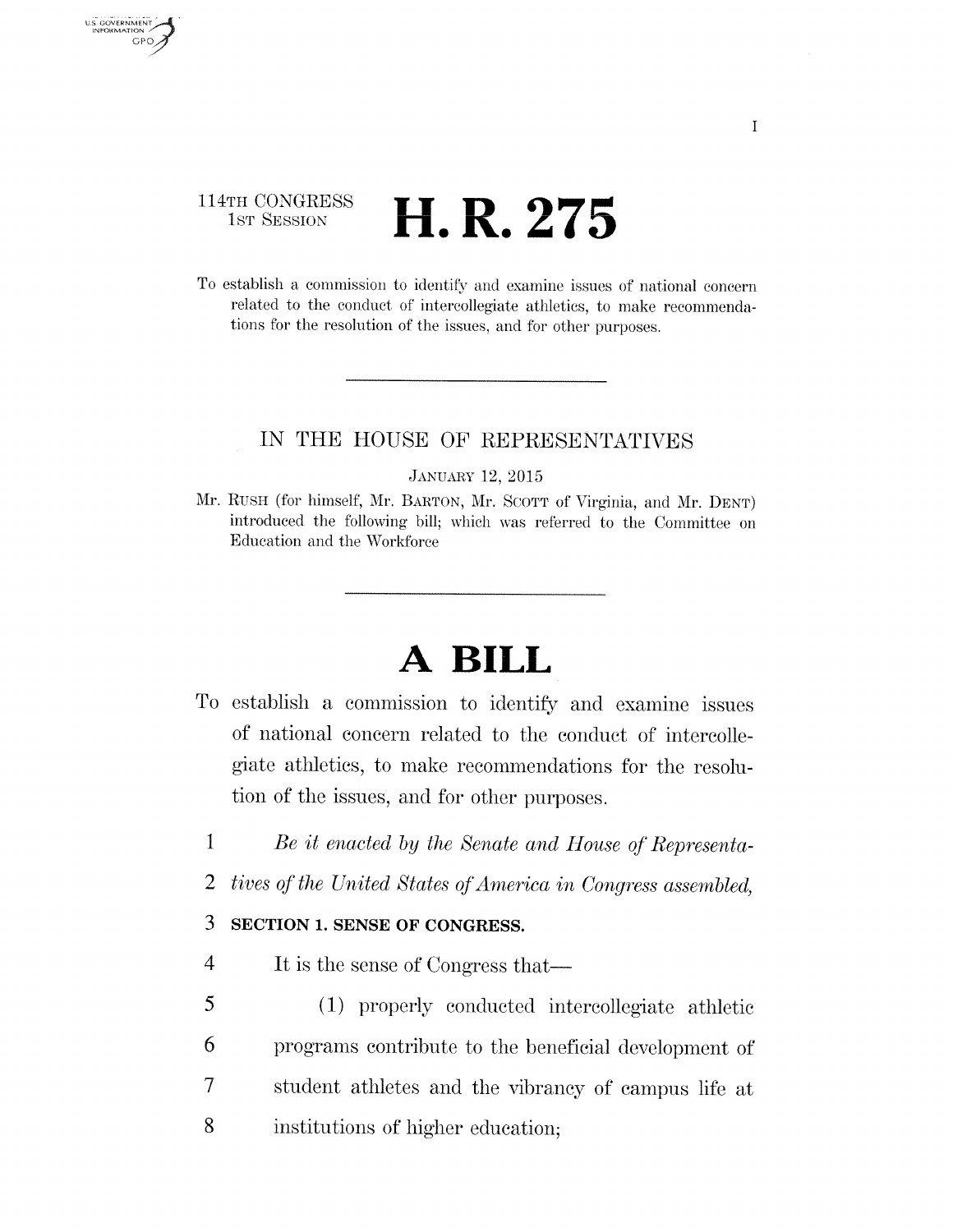114TH CONGRESS
1ST SESSION

# H. R. 275

To establish a commission to identify and examine issues of national concern related to the conduct of intercollegiate athletics, to make recommendations for the resolution of the issues, and for other purposes.

---

IN THE HOUSE OF REPRESENTATIVES

JANUARY 12, 2015

Mr. RUSH (for himself, Mr. BARTON, Mr. SCOTT of Virginia, and Mr. DENT) introduced the following bill; which was referred to the Committee on Education and the Workforce

---

# A BILL

To establish a commission to identify and examine issues of national concern related to the conduct of intercollegiate athletics, to make recommendations for the resolution of the issues, and for other purposes.

1 *Be it enacted by the Senate and House of Representa-*
2 *tives of the United States of America in Congress assembled,*

3 **SECTION 1. SENSE OF CONGRESS.**

4 It is the sense of Congress that—

5 (1) properly conducted intercollegiate athletic
6 programs contribute to the beneficial development of
7 student athletes and the vibrancy of campus life at
8 institutions of higher education;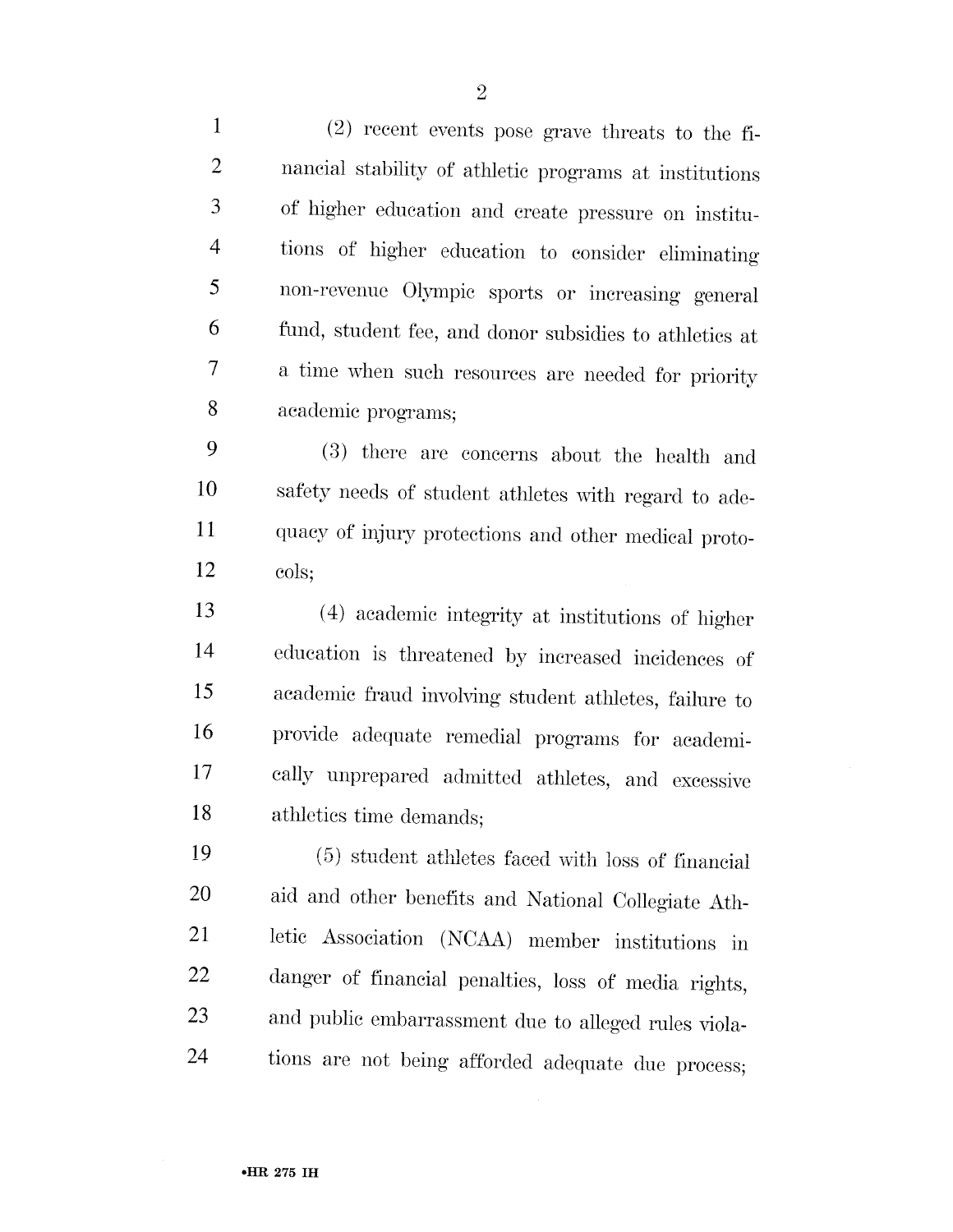(2) recent events pose grave threats to the financial stability of athletic programs at institutions of higher education and create pressure on institutions of higher education to consider eliminating non-revenue Olympic sports or increasing general fund, student fee, and donor subsidies to athletics at a time when such resources are needed for priority academic programs;

(3) there are concerns about the health and safety needs of student athletes with regard to adequacy of injury protections and other medical protocols;

(4) academic integrity at institutions of higher education is threatened by increased incidences of academic fraud involving student athletes, failure to provide adequate remedial programs for academically unprepared admitted athletes, and excessive athletics time demands;

(5) student athletes faced with loss of financial aid and other benefits and National Collegiate Athletic Association (NCAA) member institutions in danger of financial penalties, loss of media rights, and public embarrassment due to alleged rules violations are not being afforded adequate due process;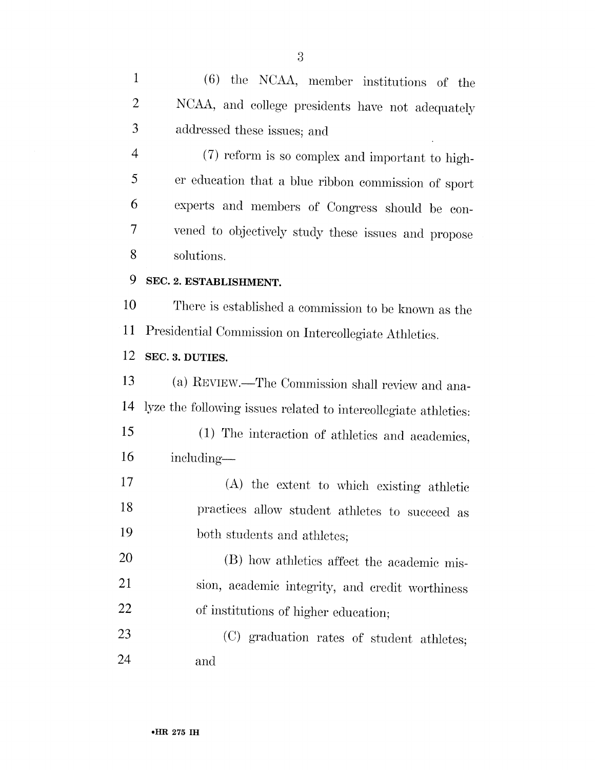(6) the NCAA, member institutions of the NCAA, and college presidents have not adequately addressed these issues; and

(7) reform is so complex and important to higher education that a blue ribbon commission of sport experts and members of Congress should be convened to objectively study these issues and propose solutions.

**SEC. 2. ESTABLISHMENT.**

There is established a commission to be known as the Presidential Commission on Intercollegiate Athletics.

**SEC. 3. DUTIES.**

(a) REVIEW.—The Commission shall review and analyze the following issues related to intercollegiate athletics:

(1) The interaction of athletics and academics, including—

(A) the extent to which existing athletic practices allow student athletes to succeed as both students and athletes;

(B) how athletics affect the academic mission, academic integrity, and credit worthiness of institutions of higher education;

(C) graduation rates of student athletes; and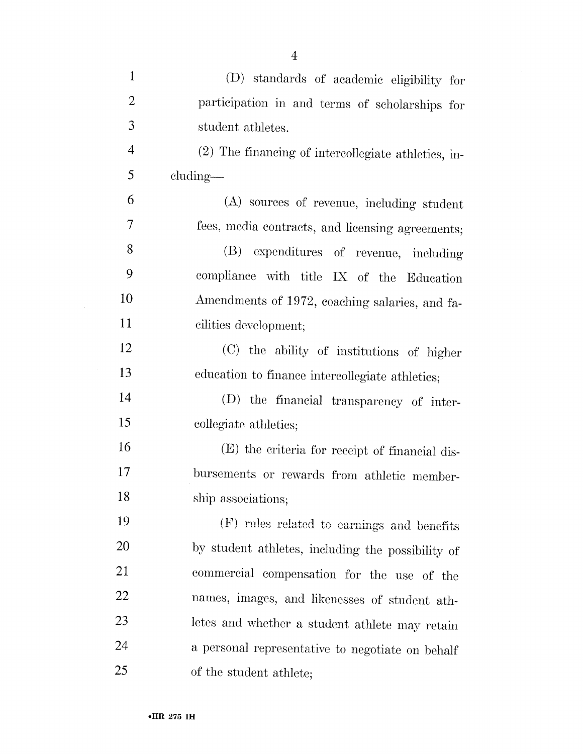(D) standards of academic eligibility for participation in and terms of scholarships for student athletes.

(2) The financing of intercollegiate athletics, including—

(A) sources of revenue, including student fees, media contracts, and licensing agreements;

(B) expenditures of revenue, including compliance with title IX of the Education Amendments of 1972, coaching salaries, and facilities development;

(C) the ability of institutions of higher education to finance intercollegiate athletics;

(D) the financial transparency of intercollegiate athletics;

(E) the criteria for receipt of financial disbursements or rewards from athletic membership associations;

(F) rules related to earnings and benefits by student athletes, including the possibility of commercial compensation for the use of the names, images, and likenesses of student athletes and whether a student athlete may retain a personal representative to negotiate on behalf of the student athlete;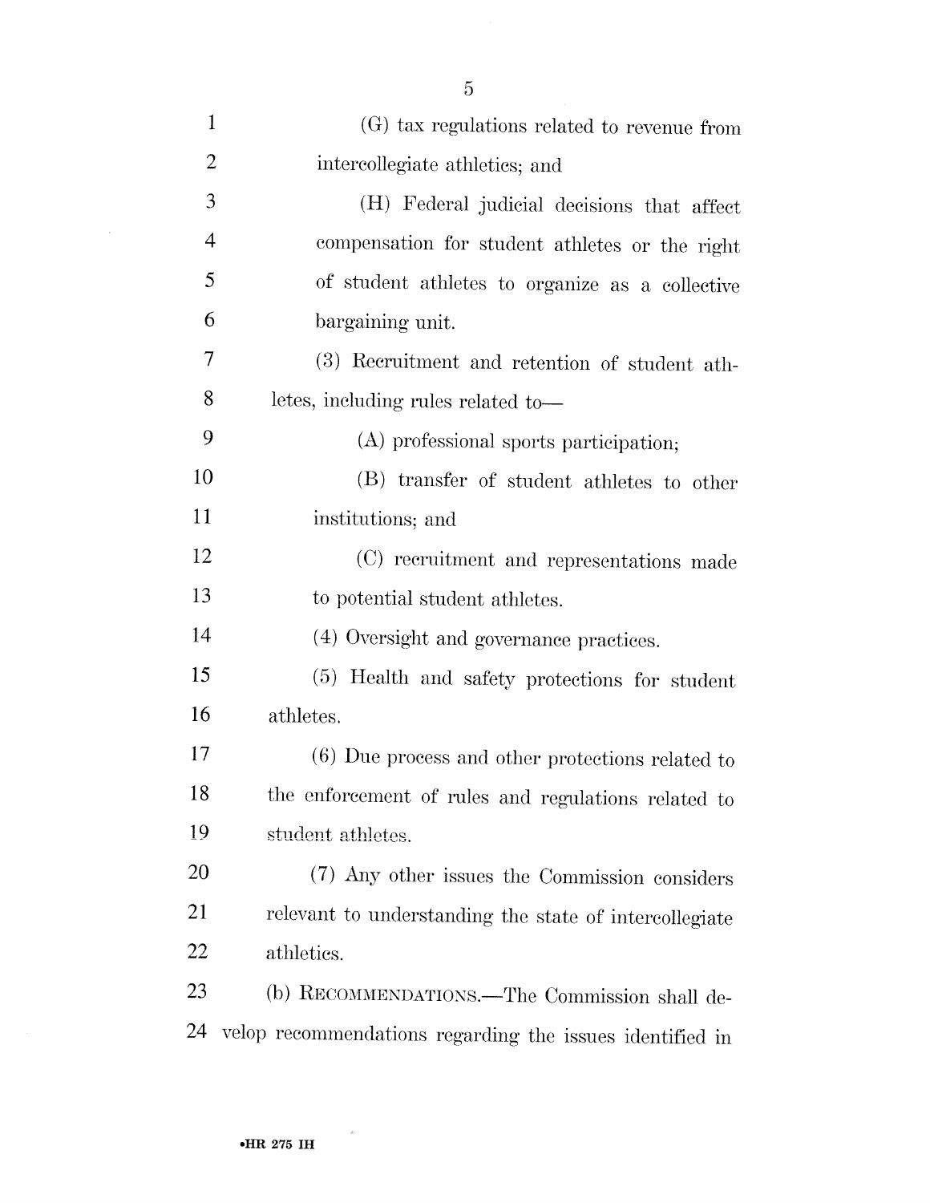(G) tax regulations related to revenue from intercollegiate athletics; and

(H) Federal judicial decisions that affect compensation for student athletes or the right of student athletes to organize as a collective bargaining unit.

(3) Recruitment and retention of student athletes, including rules related to—

(A) professional sports participation;

(B) transfer of student athletes to other institutions; and

(C) recruitment and representations made to potential student athletes.

(4) Oversight and governance practices.

(5) Health and safety protections for student athletes.

(6) Due process and other protections related to the enforcement of rules and regulations related to student athletes.

(7) Any other issues the Commission considers relevant to understanding the state of intercollegiate athletics.

(b) RECOMMENDATIONS.—The Commission shall develop recommendations regarding the issues identified in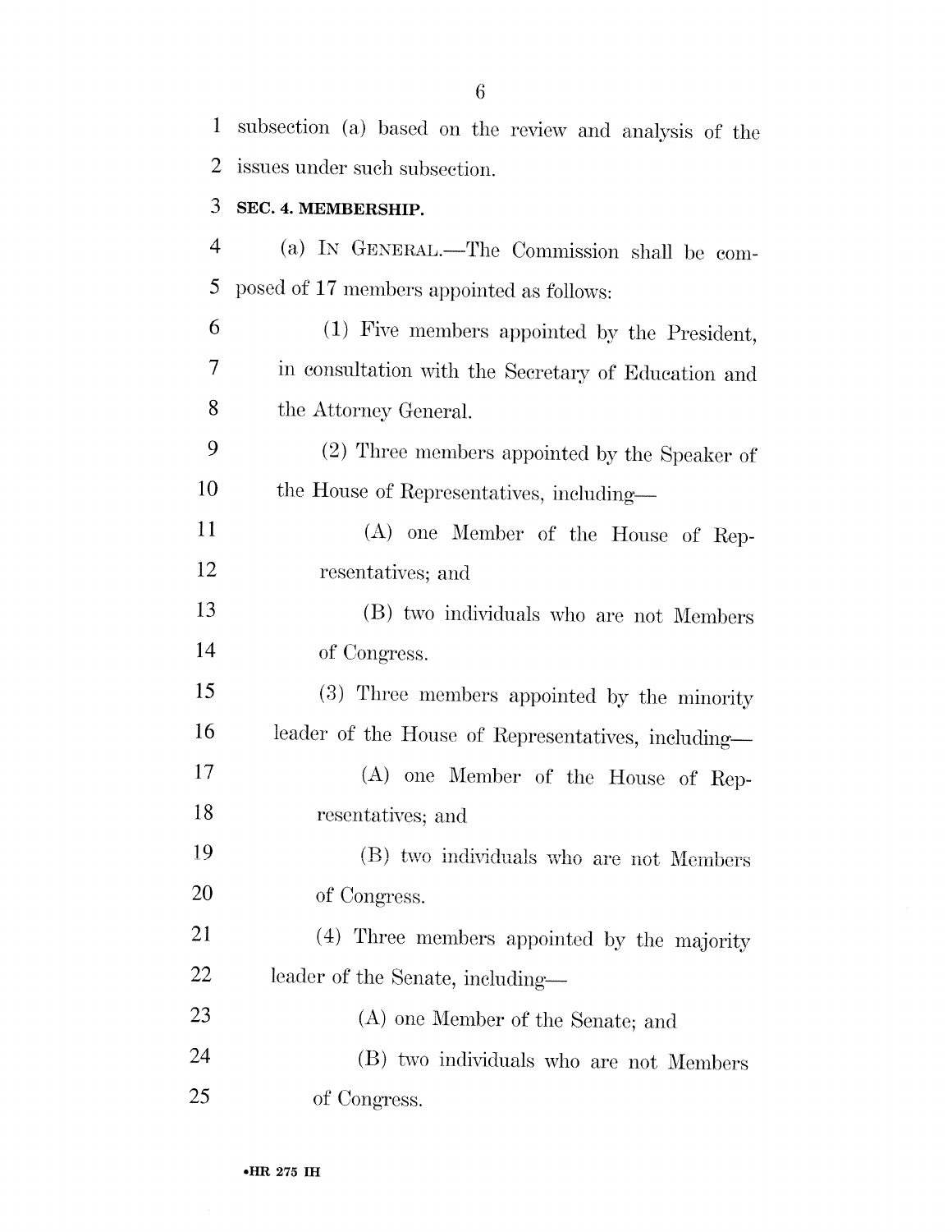subsection (a) based on the review and analysis of the issues under such subsection.

**SEC. 4. MEMBERSHIP.**

(a) IN GENERAL.—The Commission shall be composed of 17 members appointed as follows:

(1) Five members appointed by the President, in consultation with the Secretary of Education and the Attorney General.

(2) Three members appointed by the Speaker of the House of Representatives, including—

(A) one Member of the House of Representatives; and

(B) two individuals who are not Members of Congress.

(3) Three members appointed by the minority leader of the House of Representatives, including—

(A) one Member of the House of Representatives; and

(B) two individuals who are not Members of Congress.

(4) Three members appointed by the majority leader of the Senate, including—

(A) one Member of the Senate; and

(B) two individuals who are not Members of Congress.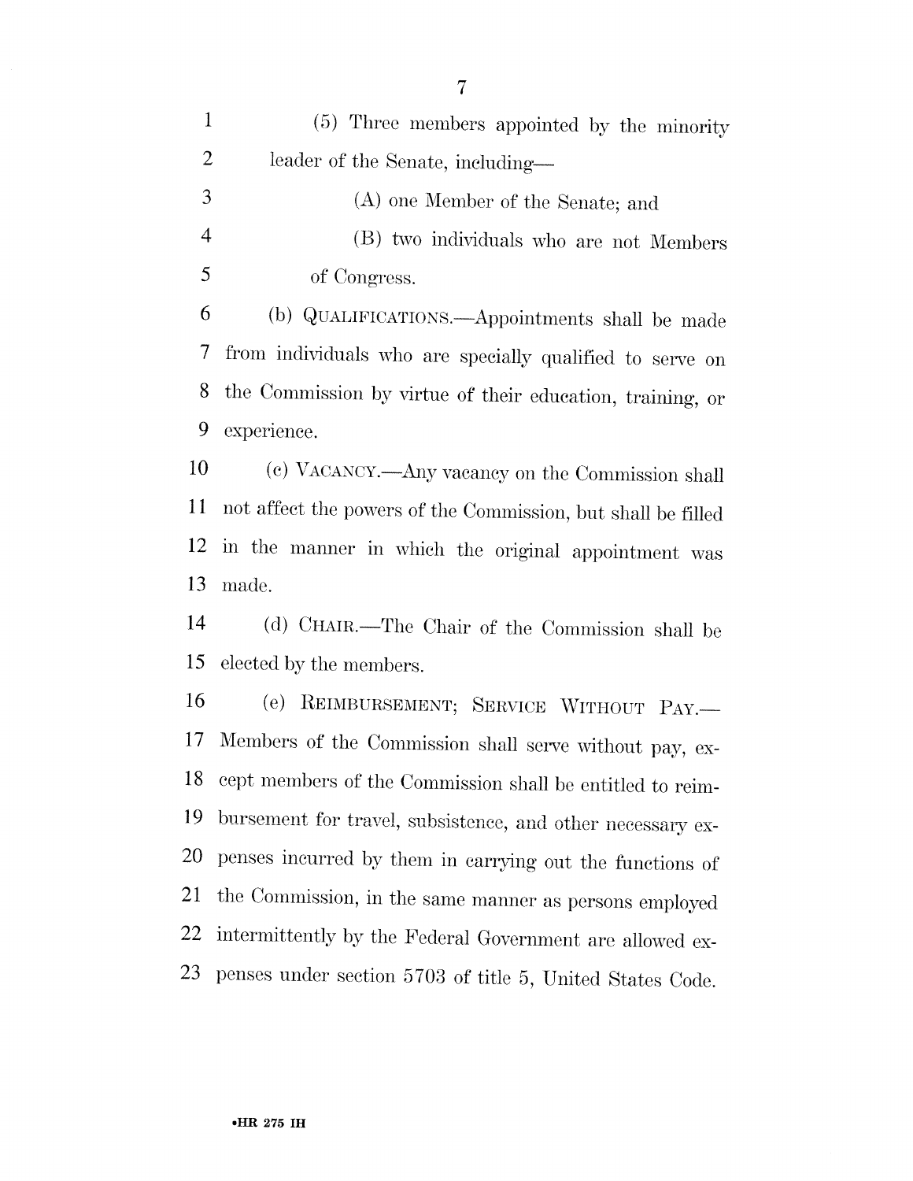(5) Three members appointed by the minority leader of the Senate, including—

(A) one Member of the Senate; and

(B) two individuals who are not Members of Congress.

(b) QUALIFICATIONS.—Appointments shall be made from individuals who are specially qualified to serve on the Commission by virtue of their education, training, or experience.

(c) VACANCY.—Any vacancy on the Commission shall not affect the powers of the Commission, but shall be filled in the manner in which the original appointment was made.

(d) CHAIR.—The Chair of the Commission shall be elected by the members.

(e) REIMBURSEMENT; SERVICE WITHOUT PAY.—Members of the Commission shall serve without pay, except members of the Commission shall be entitled to reimbursement for travel, subsistence, and other necessary expenses incurred by them in carrying out the functions of the Commission, in the same manner as persons employed intermittently by the Federal Government are allowed expenses under section 5703 of title 5, United States Code.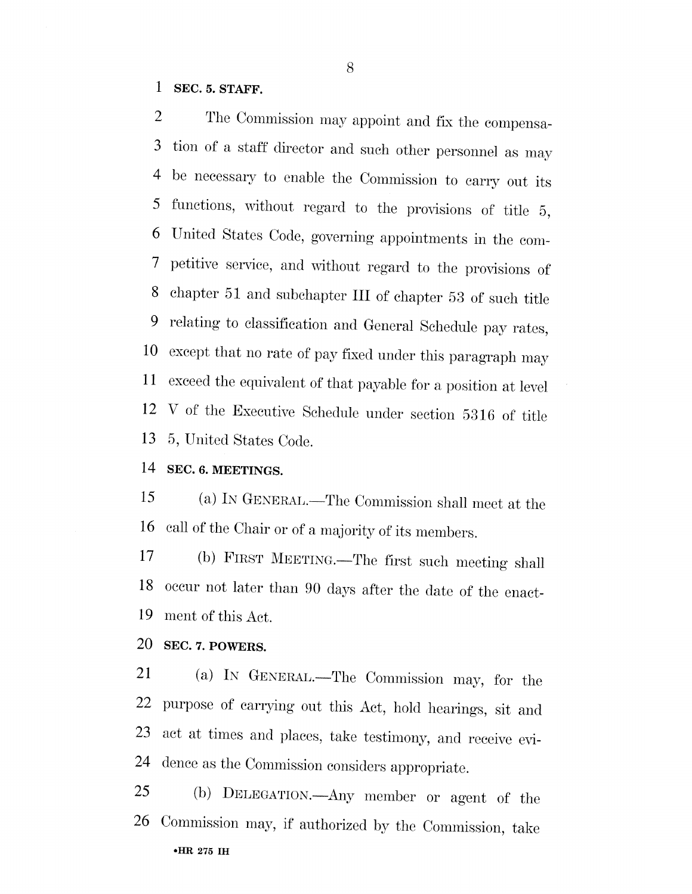**SEC. 5. STAFF.**

The Commission may appoint and fix the compensation of a staff director and such other personnel as may be necessary to enable the Commission to carry out its functions, without regard to the provisions of title 5, United States Code, governing appointments in the competitive service, and without regard to the provisions of chapter 51 and subchapter III of chapter 53 of such title relating to classification and General Schedule pay rates, except that no rate of pay fixed under this paragraph may exceed the equivalent of that payable for a position at level V of the Executive Schedule under section 5316 of title 5, United States Code.

**SEC. 6. MEETINGS.**

(a) IN GENERAL.—The Commission shall meet at the call of the Chair or of a majority of its members.

(b) FIRST MEETING.—The first such meeting shall occur not later than 90 days after the date of the enactment of this Act.

**SEC. 7. POWERS.**

(a) IN GENERAL.—The Commission may, for the purpose of carrying out this Act, hold hearings, sit and act at times and places, take testimony, and receive evidence as the Commission considers appropriate.

(b) DELEGATION.—Any member or agent of the Commission may, if authorized by the Commission, take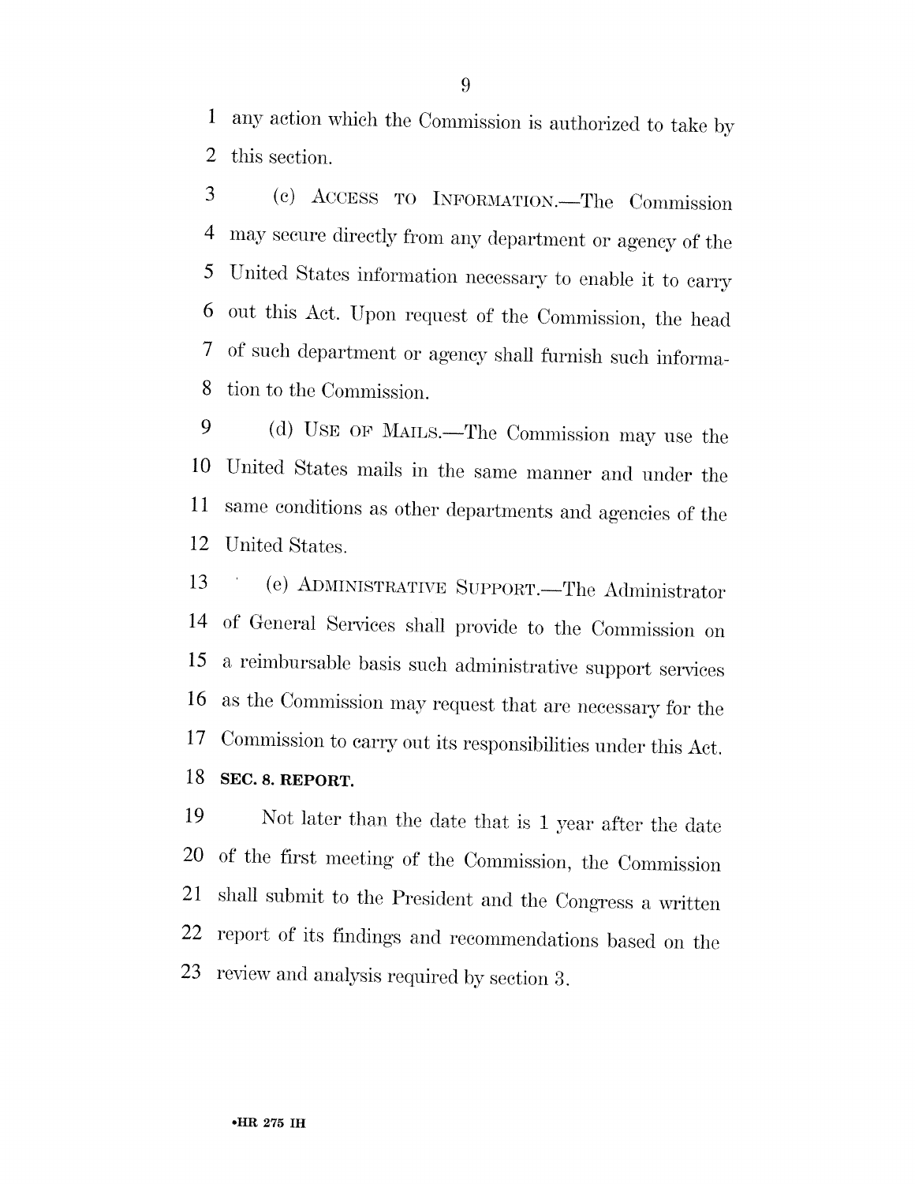any action which the Commission is authorized to take by this section.

(c) ACCESS TO INFORMATION.—The Commission may secure directly from any department or agency of the United States information necessary to enable it to carry out this Act. Upon request of the Commission, the head of such department or agency shall furnish such information to the Commission.

(d) USE OF MAILS.—The Commission may use the United States mails in the same manner and under the same conditions as other departments and agencies of the United States.

(e) ADMINISTRATIVE SUPPORT.—The Administrator of General Services shall provide to the Commission on a reimbursable basis such administrative support services as the Commission may request that are necessary for the Commission to carry out its responsibilities under this Act.

**SEC. 8. REPORT.**

Not later than the date that is 1 year after the date of the first meeting of the Commission, the Commission shall submit to the President and the Congress a written report of its findings and recommendations based on the review and analysis required by section 3.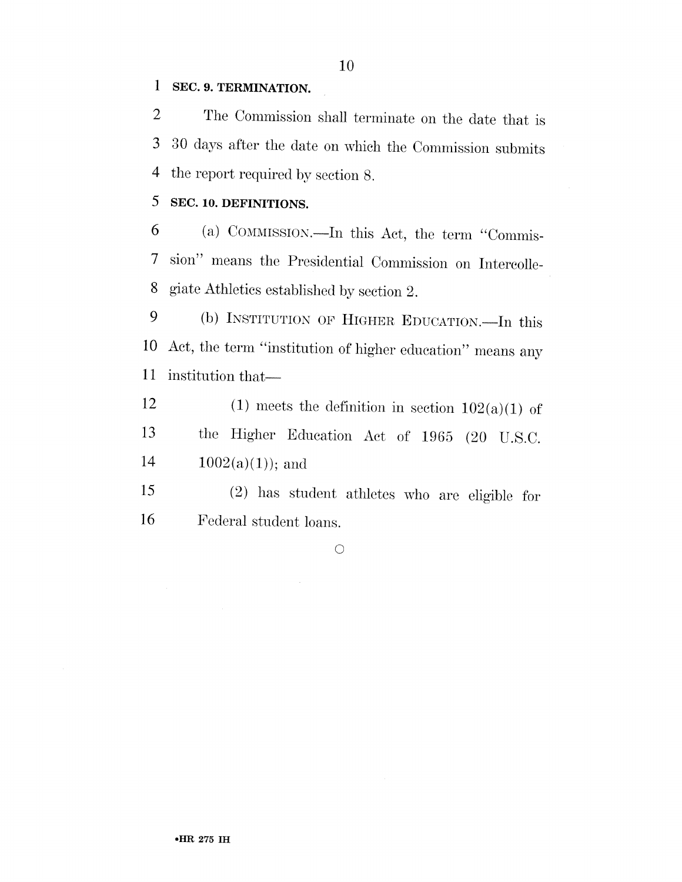**SEC. 9. TERMINATION.**

The Commission shall terminate on the date that is 30 days after the date on which the Commission submits the report required by section 8.

**SEC. 10. DEFINITIONS.**

(a) COMMISSION.—In this Act, the term "Commission" means the Presidential Commission on Intercollegiate Athletics established by section 2.

(b) INSTITUTION OF HIGHER EDUCATION.—In this Act, the term "institution of higher education" means any institution that—

(1) meets the definition in section 102(a)(1) of the Higher Education Act of 1965 (20 U.S.C. 1002(a)(1)); and

(2) has student athletes who are eligible for Federal student loans.

○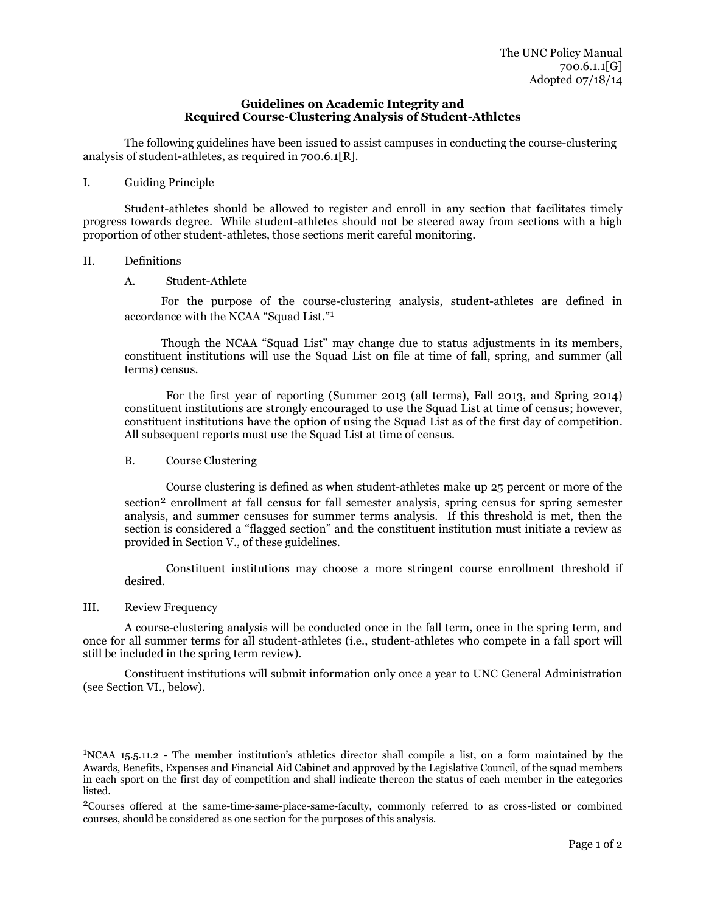The UNC Policy Manual
700.6.1.1[G]
Adopted 07/18/14

**Guidelines on Academic Integrity and**
**Required Course-Clustering Analysis of Student-Athletes**

The following guidelines have been issued to assist campuses in conducting the course-clustering analysis of student-athletes, as required in 700.6.1[R].

I. Guiding Principle

Student-athletes should be allowed to register and enroll in any section that facilitates timely progress towards degree. While student-athletes should not be steered away from sections with a high proportion of other student-athletes, those sections merit careful monitoring.

II. Definitions

A. Student-Athlete

For the purpose of the course-clustering analysis, student-athletes are defined in accordance with the NCAA "Squad List."[1]

Though the NCAA "Squad List" may change due to status adjustments in its members, constituent institutions will use the Squad List on file at time of fall, spring, and summer (all terms) census.

For the first year of reporting (Summer 2013 (all terms), Fall 2013, and Spring 2014) constituent institutions are strongly encouraged to use the Squad List at time of census; however, constituent institutions have the option of using the Squad List as of the first day of competition. All subsequent reports must use the Squad List at time of census.

B. Course Clustering

Course clustering is defined as when student-athletes make up 25 percent or more of the section[2] enrollment at fall census for fall semester analysis, spring census for spring semester analysis, and summer censuses for summer terms analysis. If this threshold is met, then the section is considered a "flagged section" and the constituent institution must initiate a review as provided in Section V., of these guidelines.

Constituent institutions may choose a more stringent course enrollment threshold if desired.

III. Review Frequency

A course-clustering analysis will be conducted once in the fall term, once in the spring term, and once for all summer terms for all student-athletes (i.e., student-athletes who compete in a fall sport will still be included in the spring term review).

Constituent institutions will submit information only once a year to UNC General Administration (see Section VI., below).

---

[1] NCAA 15.5.11.2 - The member institution's athletics director shall compile a list, on a form maintained by the Awards, Benefits, Expenses and Financial Aid Cabinet and approved by the Legislative Council, of the squad members in each sport on the first day of competition and shall indicate thereon the status of each member in the categories listed.

[2] Courses offered at the same-time-same-place-same-faculty, commonly referred to as cross-listed or combined courses, should be considered as one section for the purposes of this analysis.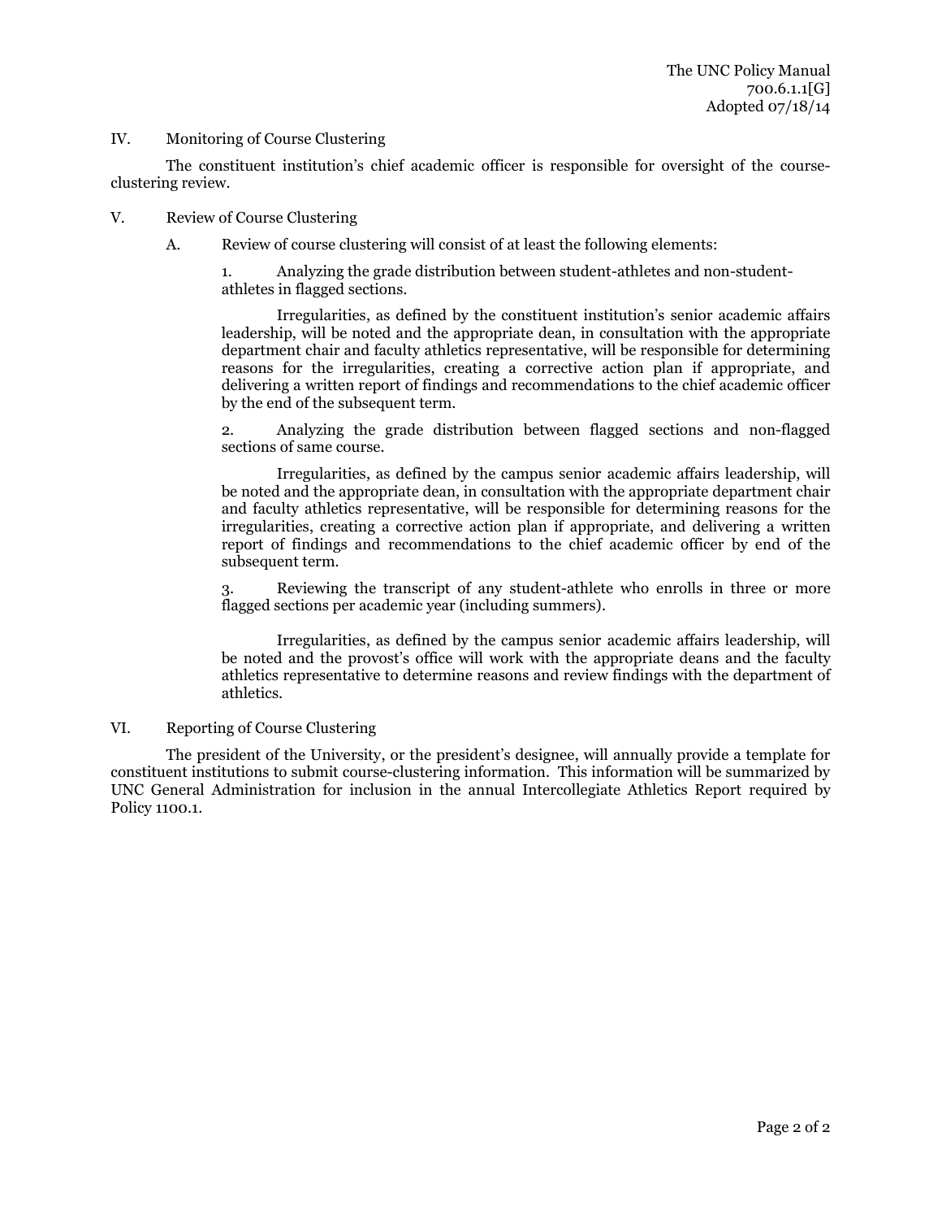IV. Monitoring of Course Clustering

The constituent institution's chief academic officer is responsible for oversight of the course-clustering review.

V. Review of Course Clustering

A. Review of course clustering will consist of at least the following elements:

1. Analyzing the grade distribution between student-athletes and non-student-athletes in flagged sections.

Irregularities, as defined by the constituent institution's senior academic affairs leadership, will be noted and the appropriate dean, in consultation with the appropriate department chair and faculty athletics representative, will be responsible for determining reasons for the irregularities, creating a corrective action plan if appropriate, and delivering a written report of findings and recommendations to the chief academic officer by the end of the subsequent term.

2. Analyzing the grade distribution between flagged sections and non-flagged sections of same course.

Irregularities, as defined by the campus senior academic affairs leadership, will be noted and the appropriate dean, in consultation with the appropriate department chair and faculty athletics representative, will be responsible for determining reasons for the irregularities, creating a corrective action plan if appropriate, and delivering a written report of findings and recommendations to the chief academic officer by end of the subsequent term.

3. Reviewing the transcript of any student-athlete who enrolls in three or more flagged sections per academic year (including summers).

Irregularities, as defined by the campus senior academic affairs leadership, will be noted and the provost's office will work with the appropriate deans and the faculty athletics representative to determine reasons and review findings with the department of athletics.

VI. Reporting of Course Clustering

The president of the University, or the president's designee, will annually provide a template for constituent institutions to submit course-clustering information. This information will be summarized by UNC General Administration for inclusion in the annual Intercollegiate Athletics Report required by Policy 1100.1.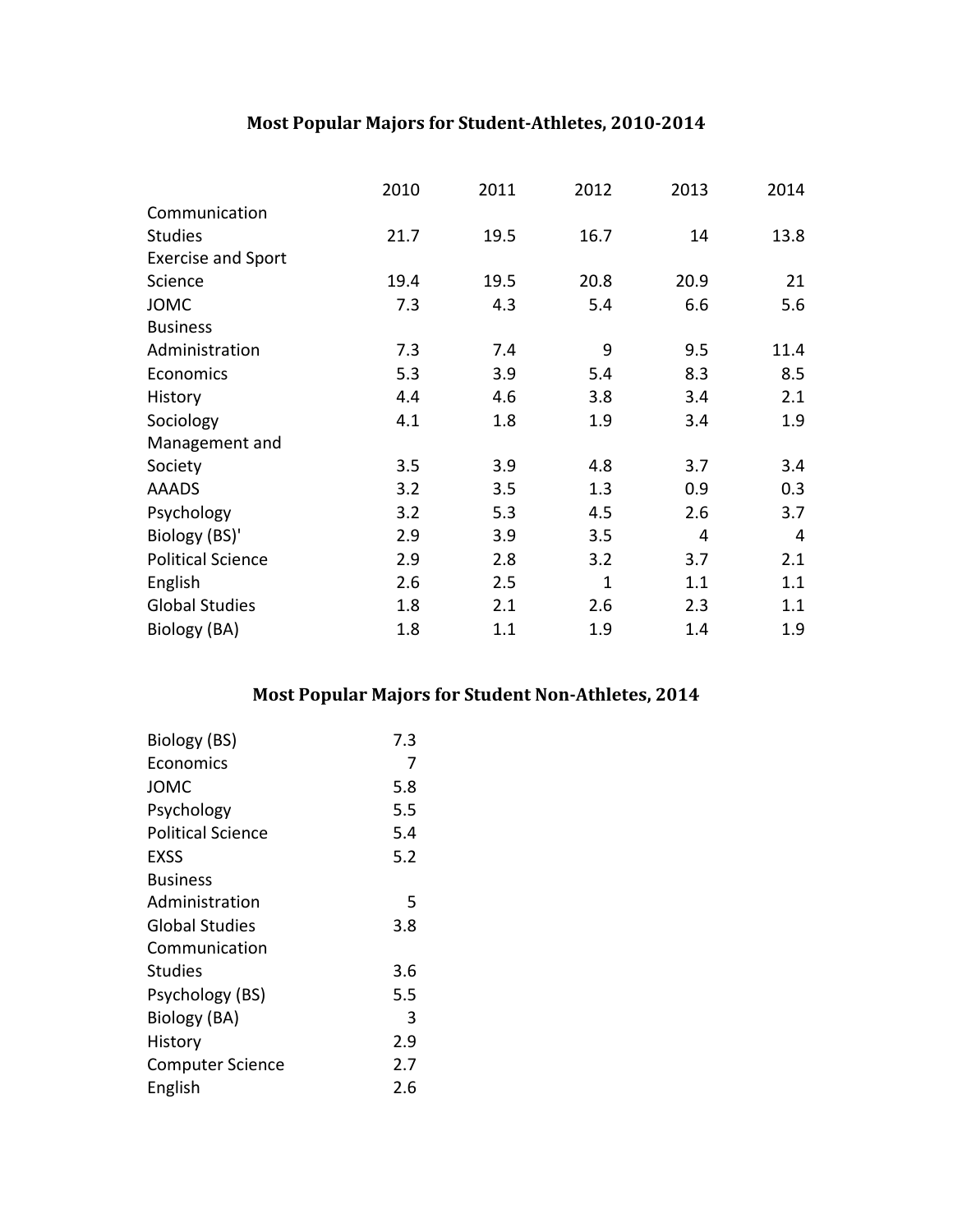## Most Popular Majors for Student-Athletes, 2010-2014

| | 2010 | 2011 | 2012 | 2013 | 2014 |
|---|---|---|---|---|---|
| Communication Studies | 21.7 | 19.5 | 16.7 | 14 | 13.8 |
| Exercise and Sport Science | 19.4 | 19.5 | 20.8 | 20.9 | 21 |
| JOMC | 7.3 | 4.3 | 5.4 | 6.6 | 5.6 |
| Business Administration | 7.3 | 7.4 | 9 | 9.5 | 11.4 |
| Economics | 5.3 | 3.9 | 5.4 | 8.3 | 8.5 |
| History | 4.4 | 4.6 | 3.8 | 3.4 | 2.1 |
| Sociology | 4.1 | 1.8 | 1.9 | 3.4 | 1.9 |
| Management and Society | 3.5 | 3.9 | 4.8 | 3.7 | 3.4 |
| AAADS | 3.2 | 3.5 | 1.3 | 0.9 | 0.3 |
| Psychology | 3.2 | 5.3 | 4.5 | 2.6 | 3.7 |
| Biology (BS)' | 2.9 | 3.9 | 3.5 | 4 | 4 |
| Political Science | 2.9 | 2.8 | 3.2 | 3.7 | 2.1 |
| English | 2.6 | 2.5 | 1 | 1.1 | 1.1 |
| Global Studies | 1.8 | 2.1 | 2.6 | 2.3 | 1.1 |
| Biology (BA) | 1.8 | 1.1 | 1.9 | 1.4 | 1.9 |

## Most Popular Majors for Student Non-Athletes, 2014

| | |
|---|---|
| Biology (BS) | 7.3 |
| Economics | 7 |
| JOMC | 5.8 |
| Psychology | 5.5 |
| Political Science | 5.4 |
| EXSS | 5.2 |
| Business Administration | 5 |
| Global Studies | 3.8 |
| Communication Studies | 3.6 |
| Psychology (BS) | 5.5 |
| Biology (BA) | 3 |
| History | 2.9 |
| Computer Science | 2.7 |
| English | 2.6 |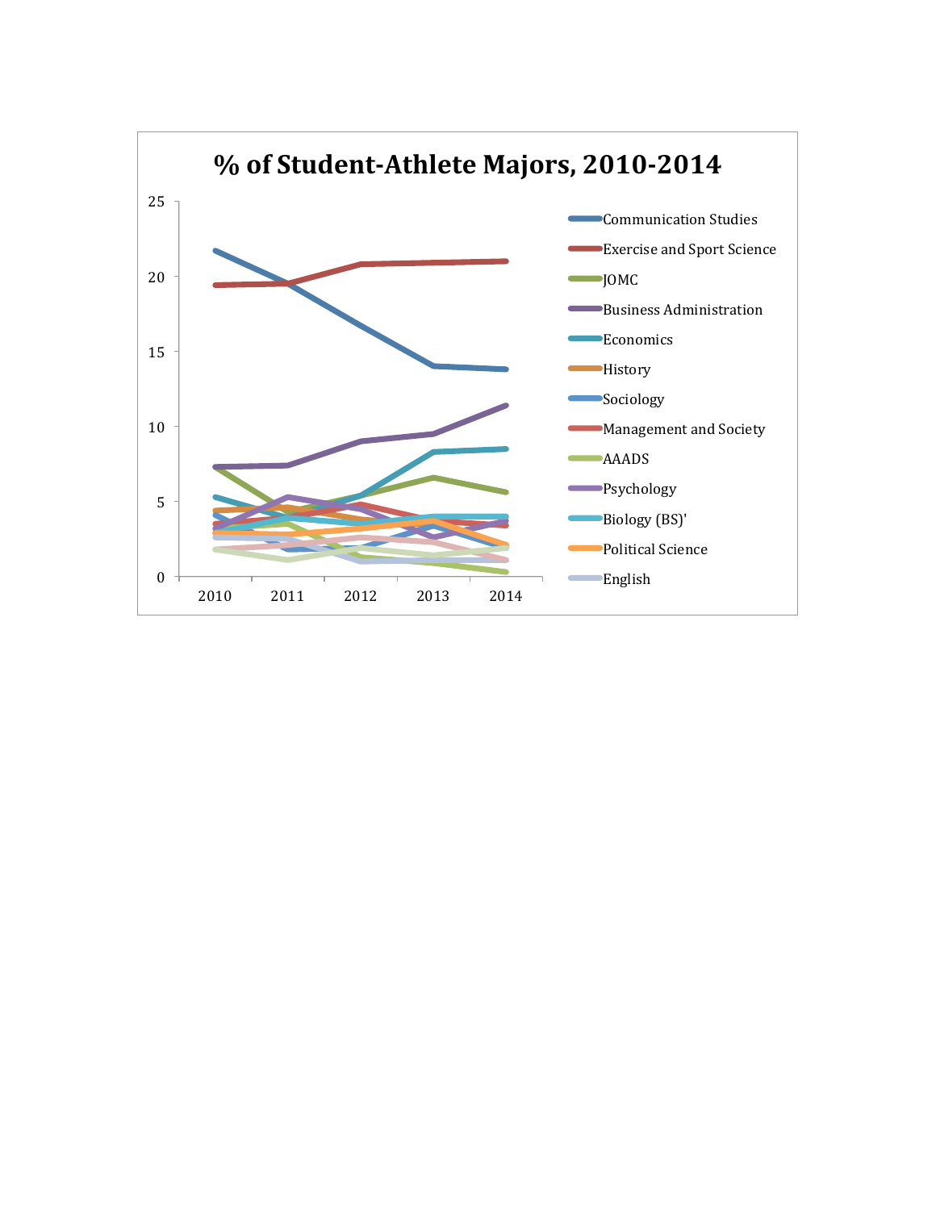# % of Student-Athlete Majors, 2010-2014

25

20

15

10

5

0

2010 2011 2012 2013 2014

- Communication Studies
- Exercise and Sport Science
- JOMC
- Business Administration
- Economics
- History
- Sociology
- Management and Society
- AAADS
- Psychology
- Biology (BS)'
- Political Science
- English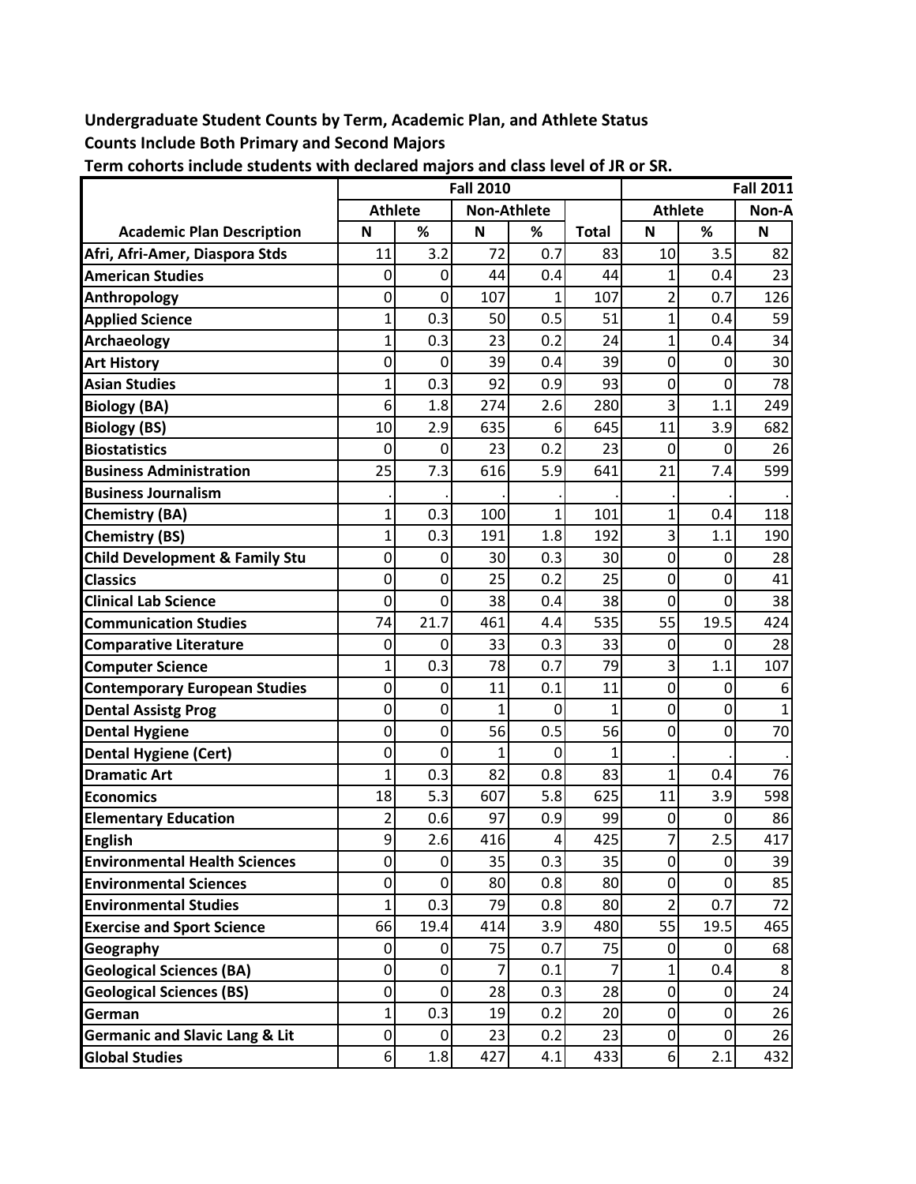**Undergraduate Student Counts by Term, Academic Plan, and Athlete Status**
**Counts Include Both Primary and Second Majors**
**Term cohorts include students with declared majors and class level of JR or SR.**

| | Fall 2010 | | | | | Fall 2011 | | |
|---|---|---|---|---|---|---|---|---|
| | Athlete | | Non-Athlete | | | Athlete | | Non-A |
| **Academic Plan Description** | N | % | N | % | Total | N | % | N |
| Afri, Afri-Amer, Diaspora Stds | 11 | 3.2 | 72 | 0.7 | 83 | 10 | 3.5 | 82 |
| American Studies | 0 | 0 | 44 | 0.4 | 44 | 1 | 0.4 | 23 |
| Anthropology | 0 | 0 | 107 | 1 | 107 | 2 | 0.7 | 126 |
| Applied Science | 1 | 0.3 | 50 | 0.5 | 51 | 1 | 0.4 | 59 |
| Archaeology | 1 | 0.3 | 23 | 0.2 | 24 | 1 | 0.4 | 34 |
| Art History | 0 | 0 | 39 | 0.4 | 39 | 0 | 0 | 30 |
| Asian Studies | 1 | 0.3 | 92 | 0.9 | 93 | 0 | 0 | 78 |
| Biology (BA) | 6 | 1.8 | 274 | 2.6 | 280 | 3 | 1.1 | 249 |
| Biology (BS) | 10 | 2.9 | 635 | 6 | 645 | 11 | 3.9 | 682 |
| Biostatistics | 0 | 0 | 23 | 0.2 | 23 | 0 | 0 | 26 |
| Business Administration | 25 | 7.3 | 616 | 5.9 | 641 | 21 | 7.4 | 599 |
| Business Journalism | . | . | . | . | . | . | . | . |
| Chemistry (BA) | 1 | 0.3 | 100 | 1 | 101 | 1 | 0.4 | 118 |
| Chemistry (BS) | 1 | 0.3 | 191 | 1.8 | 192 | 3 | 1.1 | 190 |
| Child Development & Family Stu | 0 | 0 | 30 | 0.3 | 30 | 0 | 0 | 28 |
| Classics | 0 | 0 | 25 | 0.2 | 25 | 0 | 0 | 41 |
| Clinical Lab Science | 0 | 0 | 38 | 0.4 | 38 | 0 | 0 | 38 |
| Communication Studies | 74 | 21.7 | 461 | 4.4 | 535 | 55 | 19.5 | 424 |
| Comparative Literature | 0 | 0 | 33 | 0.3 | 33 | 0 | 0 | 28 |
| Computer Science | 1 | 0.3 | 78 | 0.7 | 79 | 3 | 1.1 | 107 |
| Contemporary European Studies | 0 | 0 | 11 | 0.1 | 11 | 0 | 0 | 6 |
| Dental Assistg Prog | 0 | 0 | 1 | 0 | 1 | 0 | 0 | 1 |
| Dental Hygiene | 0 | 0 | 56 | 0.5 | 56 | 0 | 0 | 70 |
| Dental Hygiene (Cert) | 0 | 0 | 1 | 0 | 1 | . | . | . |
| Dramatic Art | 1 | 0.3 | 82 | 0.8 | 83 | 1 | 0.4 | 76 |
| Economics | 18 | 5.3 | 607 | 5.8 | 625 | 11 | 3.9 | 598 |
| Elementary Education | 2 | 0.6 | 97 | 0.9 | 99 | 0 | 0 | 86 |
| English | 9 | 2.6 | 416 | 4 | 425 | 7 | 2.5 | 417 |
| Environmental Health Sciences | 0 | 0 | 35 | 0.3 | 35 | 0 | 0 | 39 |
| Environmental Sciences | 0 | 0 | 80 | 0.8 | 80 | 0 | 0 | 85 |
| Environmental Studies | 1 | 0.3 | 79 | 0.8 | 80 | 2 | 0.7 | 72 |
| Exercise and Sport Science | 66 | 19.4 | 414 | 3.9 | 480 | 55 | 19.5 | 465 |
| Geography | 0 | 0 | 75 | 0.7 | 75 | 0 | 0 | 68 |
| Geological Sciences (BA) | 0 | 0 | 7 | 0.1 | 7 | 1 | 0.4 | 8 |
| Geological Sciences (BS) | 0 | 0 | 28 | 0.3 | 28 | 0 | 0 | 24 |
| German | 1 | 0.3 | 19 | 0.2 | 20 | 0 | 0 | 26 |
| Germanic and Slavic Lang & Lit | 0 | 0 | 23 | 0.2 | 23 | 0 | 0 | 26 |
| Global Studies | 6 | 1.8 | 427 | 4.1 | 433 | 6 | 2.1 | 432 |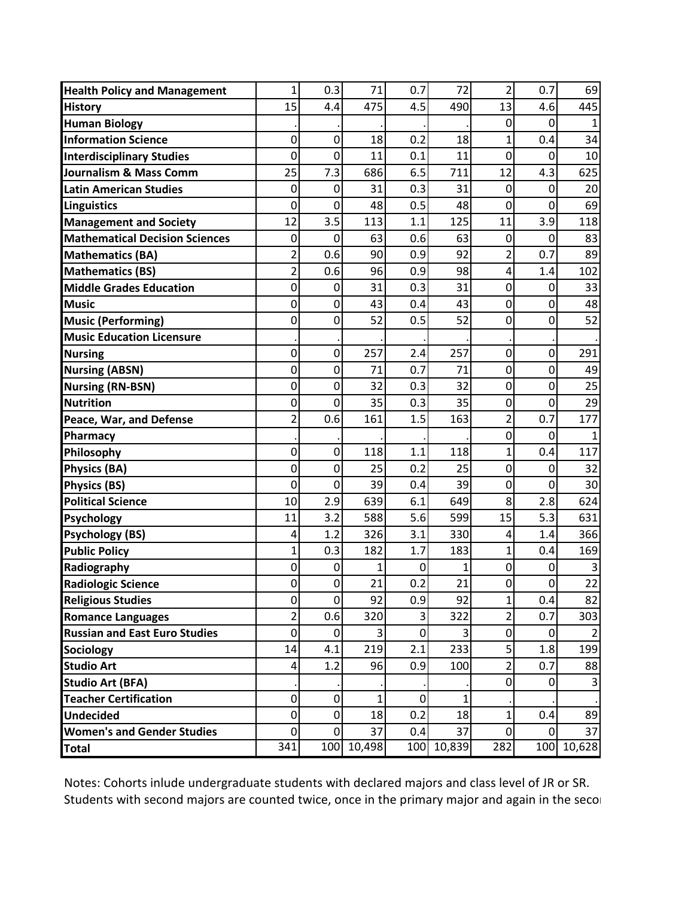| | | | | | | | | |
|---|---|---|---|---|---|---|---|---|
| **Health Policy and Management** | 1 | 0.3 | 71 | 0.7 | 72 | 2 | 0.7 | 69 |
| **History** | 15 | 4.4 | 475 | 4.5 | 490 | 13 | 4.6 | 445 |
| **Human Biology** | . | . | . | . | . | 0 | 0 | 1 |
| **Information Science** | 0 | 0 | 18 | 0.2 | 18 | 1 | 0.4 | 34 |
| **Interdisciplinary Studies** | 0 | 0 | 11 | 0.1 | 11 | 0 | 0 | 10 |
| **Journalism & Mass Comm** | 25 | 7.3 | 686 | 6.5 | 711 | 12 | 4.3 | 625 |
| **Latin American Studies** | 0 | 0 | 31 | 0.3 | 31 | 0 | 0 | 20 |
| **Linguistics** | 0 | 0 | 48 | 0.5 | 48 | 0 | 0 | 69 |
| **Management and Society** | 12 | 3.5 | 113 | 1.1 | 125 | 11 | 3.9 | 118 |
| **Mathematical Decision Sciences** | 0 | 0 | 63 | 0.6 | 63 | 0 | 0 | 83 |
| **Mathematics (BA)** | 2 | 0.6 | 90 | 0.9 | 92 | 2 | 0.7 | 89 |
| **Mathematics (BS)** | 2 | 0.6 | 96 | 0.9 | 98 | 4 | 1.4 | 102 |
| **Middle Grades Education** | 0 | 0 | 31 | 0.3 | 31 | 0 | 0 | 33 |
| **Music** | 0 | 0 | 43 | 0.4 | 43 | 0 | 0 | 48 |
| **Music (Performing)** | 0 | 0 | 52 | 0.5 | 52 | 0 | 0 | 52 |
| **Music Education Licensure** | . | . | . | . | . | . | . | . |
| **Nursing** | 0 | 0 | 257 | 2.4 | 257 | 0 | 0 | 291 |
| **Nursing (ABSN)** | 0 | 0 | 71 | 0.7 | 71 | 0 | 0 | 49 |
| **Nursing (RN-BSN)** | 0 | 0 | 32 | 0.3 | 32 | 0 | 0 | 25 |
| **Nutrition** | 0 | 0 | 35 | 0.3 | 35 | 0 | 0 | 29 |
| **Peace, War, and Defense** | 2 | 0.6 | 161 | 1.5 | 163 | 2 | 0.7 | 177 |
| **Pharmacy** | . | . | . | . | . | 0 | 0 | 1 |
| **Philosophy** | 0 | 0 | 118 | 1.1 | 118 | 1 | 0.4 | 117 |
| **Physics (BA)** | 0 | 0 | 25 | 0.2 | 25 | 0 | 0 | 32 |
| **Physics (BS)** | 0 | 0 | 39 | 0.4 | 39 | 0 | 0 | 30 |
| **Political Science** | 10 | 2.9 | 639 | 6.1 | 649 | 8 | 2.8 | 624 |
| **Psychology** | 11 | 3.2 | 588 | 5.6 | 599 | 15 | 5.3 | 631 |
| **Psychology (BS)** | 4 | 1.2 | 326 | 3.1 | 330 | 4 | 1.4 | 366 |
| **Public Policy** | 1 | 0.3 | 182 | 1.7 | 183 | 1 | 0.4 | 169 |
| **Radiography** | 0 | 0 | 1 | 0 | 1 | 0 | 0 | 3 |
| **Radiologic Science** | 0 | 0 | 21 | 0.2 | 21 | 0 | 0 | 22 |
| **Religious Studies** | 0 | 0 | 92 | 0.9 | 92 | 1 | 0.4 | 82 |
| **Romance Languages** | 2 | 0.6 | 320 | 3 | 322 | 2 | 0.7 | 303 |
| **Russian and East Euro Studies** | 0 | 0 | 3 | 0 | 3 | 0 | 0 | 2 |
| **Sociology** | 14 | 4.1 | 219 | 2.1 | 233 | 5 | 1.8 | 199 |
| **Studio Art** | 4 | 1.2 | 96 | 0.9 | 100 | 2 | 0.7 | 88 |
| **Studio Art (BFA)** | . | . | . | . | . | 0 | 0 | 3 |
| **Teacher Certification** | 0 | 0 | 1 | 0 | 1 | . | . | . |
| **Undecided** | 0 | 0 | 18 | 0.2 | 18 | 1 | 0.4 | 89 |
| **Women's and Gender Studies** | 0 | 0 | 37 | 0.4 | 37 | 0 | 0 | 37 |
| **Total** | 341 | 100 | 10,498 | 100 | 10,839 | 282 | 100 | 10,628 |

Notes: Cohorts inlude undergraduate students with declared majors and class level of JR or SR.
Students with second majors are counted twice, once in the primary major and again in the secon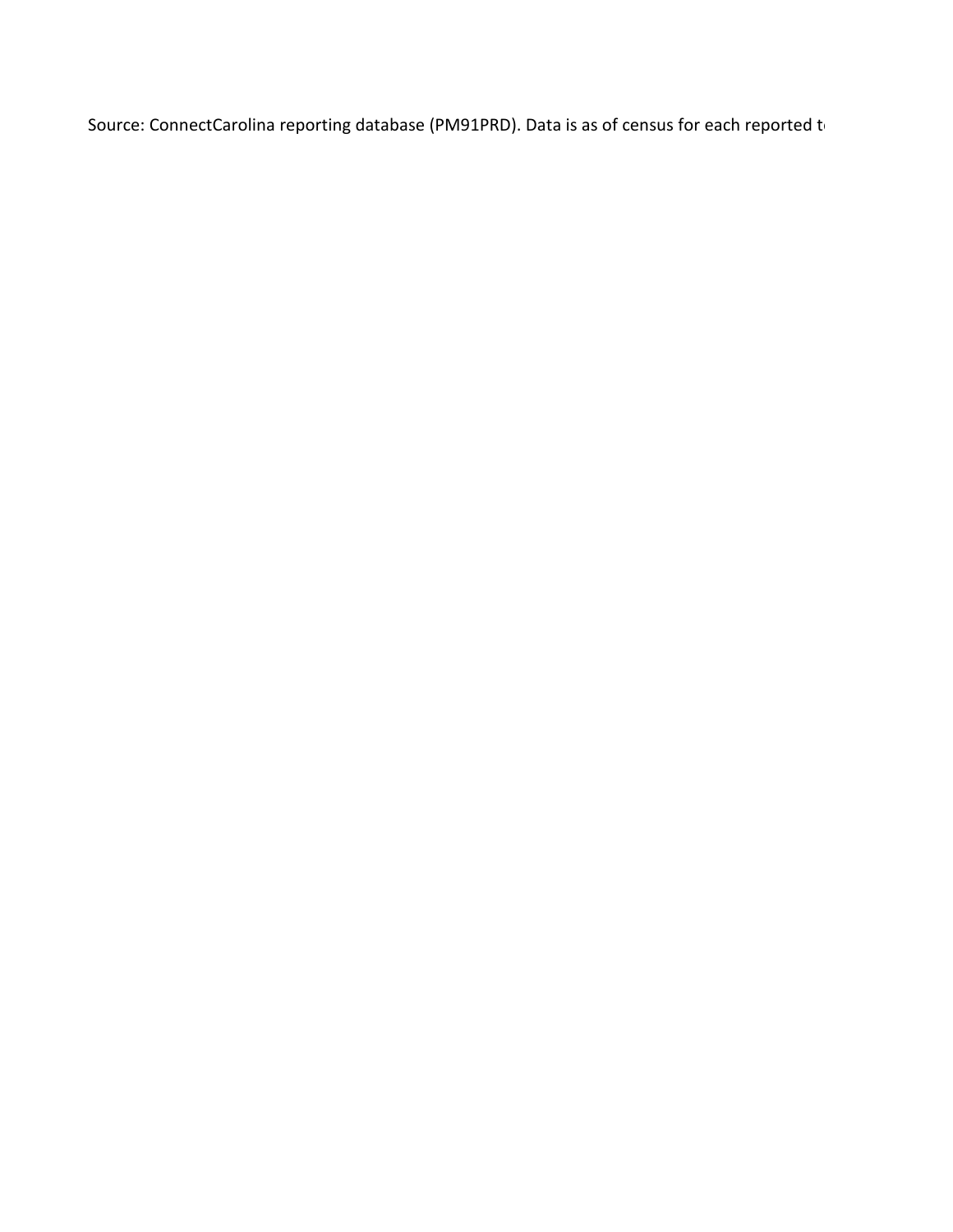Source: ConnectCarolina reporting database (PM91PRD). Data is as of census for each reported t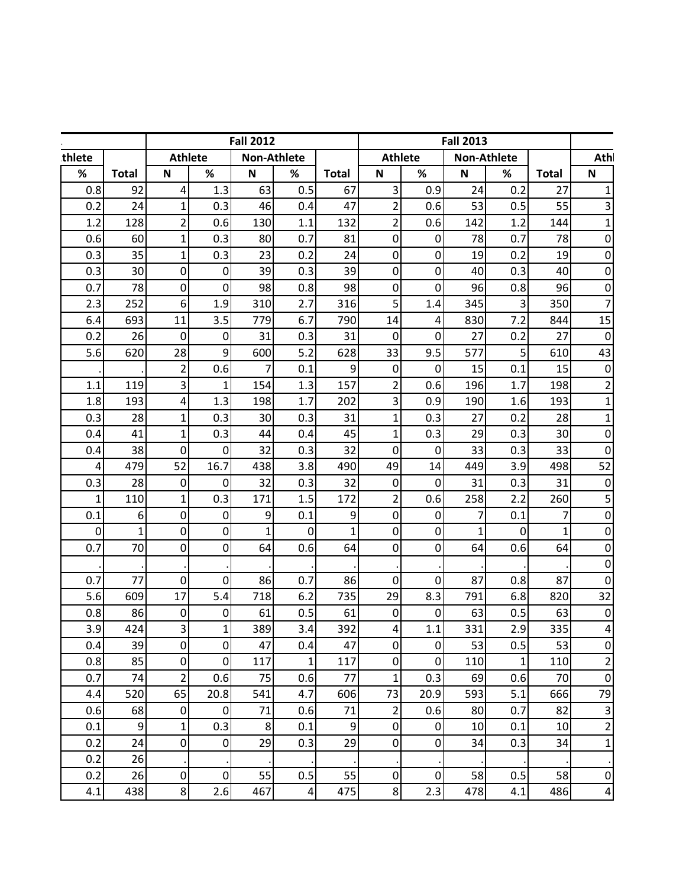| thlete | | Fall 2012 | | | | | Fall 2013 | | | | | Athl |
|---|---|---|---|---|---|---|---|---|---|---|---|---|
| | | Athlete | | Non-Athlete | | | Athlete | | Non-Athlete | | | Athl |
| % | Total | N | % | N | % | Total | N | % | N | % | Total | N |
| 0.8 | 92 | 4 | 1.3 | 63 | 0.5 | 67 | 3 | 0.9 | 24 | 0.2 | 27 | 1 |
| 0.2 | 24 | 1 | 0.3 | 46 | 0.4 | 47 | 2 | 0.6 | 53 | 0.5 | 55 | 3 |
| 1.2 | 128 | 2 | 0.6 | 130 | 1.1 | 132 | 2 | 0.6 | 142 | 1.2 | 144 | 1 |
| 0.6 | 60 | 1 | 0.3 | 80 | 0.7 | 81 | 0 | 0 | 78 | 0.7 | 78 | 0 |
| 0.3 | 35 | 1 | 0.3 | 23 | 0.2 | 24 | 0 | 0 | 19 | 0.2 | 19 | 0 |
| 0.3 | 30 | 0 | 0 | 39 | 0.3 | 39 | 0 | 0 | 40 | 0.3 | 40 | 0 |
| 0.7 | 78 | 0 | 0 | 98 | 0.8 | 98 | 0 | 0 | 96 | 0.8 | 96 | 0 |
| 2.3 | 252 | 6 | 1.9 | 310 | 2.7 | 316 | 5 | 1.4 | 345 | 3 | 350 | 7 |
| 6.4 | 693 | 11 | 3.5 | 779 | 6.7 | 790 | 14 | 4 | 830 | 7.2 | 844 | 15 |
| 0.2 | 26 | 0 | 0 | 31 | 0.3 | 31 | 0 | 0 | 27 | 0.2 | 27 | 0 |
| 5.6 | 620 | 28 | 9 | 600 | 5.2 | 628 | 33 | 9.5 | 577 | 5 | 610 | 43 |
| . | . | 2 | 0.6 | 7 | 0.1 | 9 | 0 | 0 | 15 | 0.1 | 15 | 0 |
| 1.1 | 119 | 3 | 1 | 154 | 1.3 | 157 | 2 | 0.6 | 196 | 1.7 | 198 | 2 |
| 1.8 | 193 | 4 | 1.3 | 198 | 1.7 | 202 | 3 | 0.9 | 190 | 1.6 | 193 | 1 |
| 0.3 | 28 | 1 | 0.3 | 30 | 0.3 | 31 | 1 | 0.3 | 27 | 0.2 | 28 | 1 |
| 0.4 | 41 | 1 | 0.3 | 44 | 0.4 | 45 | 1 | 0.3 | 29 | 0.3 | 30 | 0 |
| 0.4 | 38 | 0 | 0 | 32 | 0.3 | 32 | 0 | 0 | 33 | 0.3 | 33 | 0 |
| 4 | 479 | 52 | 16.7 | 438 | 3.8 | 490 | 49 | 14 | 449 | 3.9 | 498 | 52 |
| 0.3 | 28 | 0 | 0 | 32 | 0.3 | 32 | 0 | 0 | 31 | 0.3 | 31 | 0 |
| 1 | 110 | 1 | 0.3 | 171 | 1.5 | 172 | 2 | 0.6 | 258 | 2.2 | 260 | 5 |
| 0.1 | 6 | 0 | 0 | 9 | 0.1 | 9 | 0 | 0 | 7 | 0.1 | 7 | 0 |
| 0 | 1 | 0 | 0 | 1 | 0 | 1 | 0 | 0 | 1 | 0 | 1 | 0 |
| 0.7 | 70 | 0 | 0 | 64 | 0.6 | 64 | 0 | 0 | 64 | 0.6 | 64 | 0 |
| . | . | . | . | . | . | . | . | . | . | . | . | 0 |
| 0.7 | 77 | 0 | 0 | 86 | 0.7 | 86 | 0 | 0 | 87 | 0.8 | 87 | 0 |
| 5.6 | 609 | 17 | 5.4 | 718 | 6.2 | 735 | 29 | 8.3 | 791 | 6.8 | 820 | 32 |
| 0.8 | 86 | 0 | 0 | 61 | 0.5 | 61 | 0 | 0 | 63 | 0.5 | 63 | 0 |
| 3.9 | 424 | 3 | 1 | 389 | 3.4 | 392 | 4 | 1.1 | 331 | 2.9 | 335 | 4 |
| 0.4 | 39 | 0 | 0 | 47 | 0.4 | 47 | 0 | 0 | 53 | 0.5 | 53 | 0 |
| 0.8 | 85 | 0 | 0 | 117 | 1 | 117 | 0 | 0 | 110 | 1 | 110 | 2 |
| 0.7 | 74 | 2 | 0.6 | 75 | 0.6 | 77 | 1 | 0.3 | 69 | 0.6 | 70 | 0 |
| 4.4 | 520 | 65 | 20.8 | 541 | 4.7 | 606 | 73 | 20.9 | 593 | 5.1 | 666 | 79 |
| 0.6 | 68 | 0 | 0 | 71 | 0.6 | 71 | 2 | 0.6 | 80 | 0.7 | 82 | 3 |
| 0.1 | 9 | 1 | 0.3 | 8 | 0.1 | 9 | 0 | 0 | 10 | 0.1 | 10 | 2 |
| 0.2 | 24 | 0 | 0 | 29 | 0.3 | 29 | 0 | 0 | 34 | 0.3 | 34 | 1 |
| 0.2 | 26 | . | . | . | . | . | . | . | . | . | . | . |
| 0.2 | 26 | 0 | 0 | 55 | 0.5 | 55 | 0 | 0 | 58 | 0.5 | 58 | 0 |
| 4.1 | 438 | 8 | 2.6 | 467 | 4 | 475 | 8 | 2.3 | 478 | 4.1 | 486 | 4 |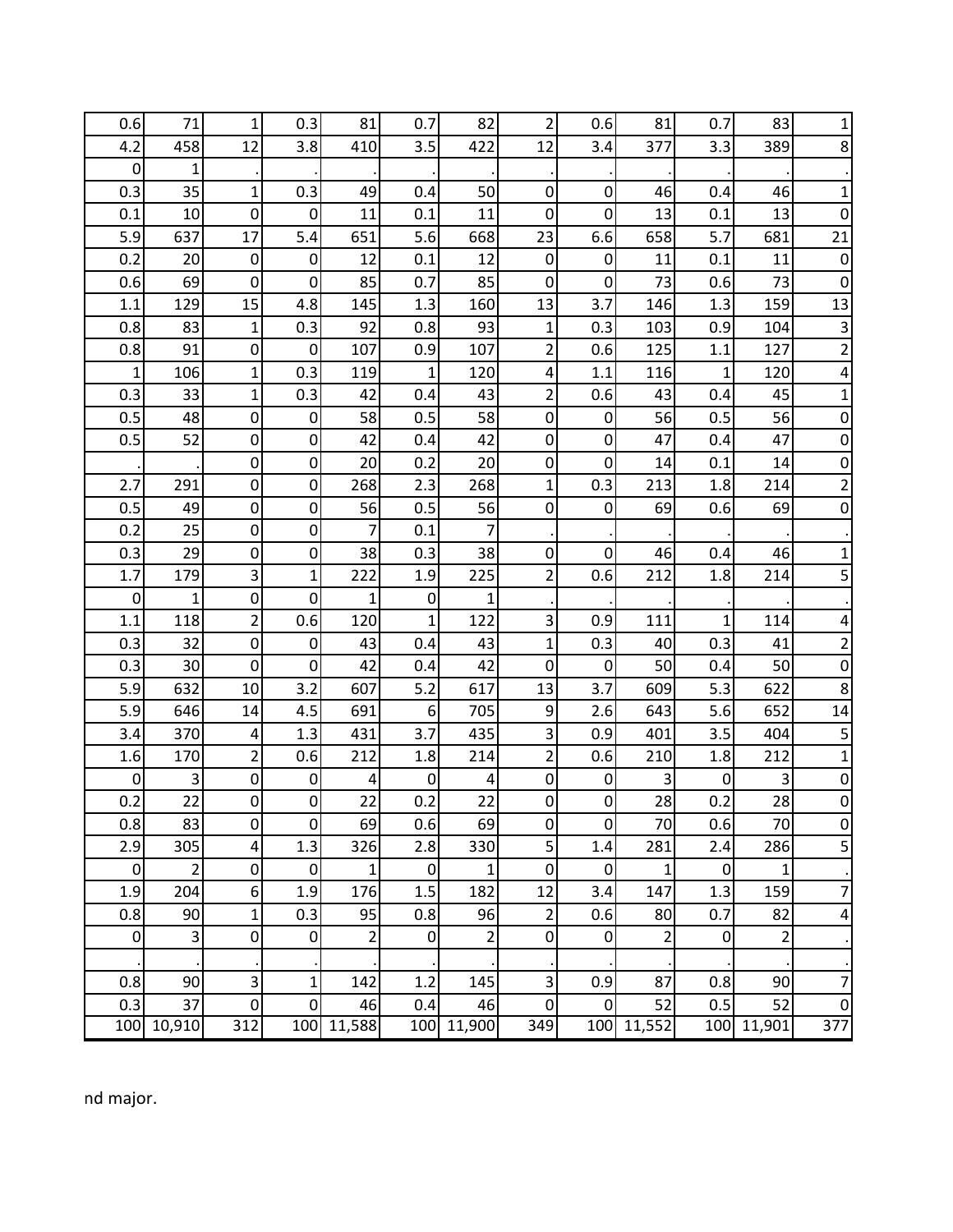| | | | | | | | | | | | | |
|---|---|---|---|---|---|---|---|---|---|---|---|---|
| 0.6 | 71 | 1 | 0.3 | 81 | 0.7 | 82 | 2 | 0.6 | 81 | 0.7 | 83 | 1 |
| 4.2 | 458 | 12 | 3.8 | 410 | 3.5 | 422 | 12 | 3.4 | 377 | 3.3 | 389 | 8 |
| 0 | 1 | . | . | . | . | . | . | . | . | . | . | . |
| 0.3 | 35 | 1 | 0.3 | 49 | 0.4 | 50 | 0 | 0 | 46 | 0.4 | 46 | 1 |
| 0.1 | 10 | 0 | 0 | 11 | 0.1 | 11 | 0 | 0 | 13 | 0.1 | 13 | 0 |
| 5.9 | 637 | 17 | 5.4 | 651 | 5.6 | 668 | 23 | 6.6 | 658 | 5.7 | 681 | 21 |
| 0.2 | 20 | 0 | 0 | 12 | 0.1 | 12 | 0 | 0 | 11 | 0.1 | 11 | 0 |
| 0.6 | 69 | 0 | 0 | 85 | 0.7 | 85 | 0 | 0 | 73 | 0.6 | 73 | 0 |
| 1.1 | 129 | 15 | 4.8 | 145 | 1.3 | 160 | 13 | 3.7 | 146 | 1.3 | 159 | 13 |
| 0.8 | 83 | 1 | 0.3 | 92 | 0.8 | 93 | 1 | 0.3 | 103 | 0.9 | 104 | 3 |
| 0.8 | 91 | 0 | 0 | 107 | 0.9 | 107 | 2 | 0.6 | 125 | 1.1 | 127 | 2 |
| 1 | 106 | 1 | 0.3 | 119 | 1 | 120 | 4 | 1.1 | 116 | 1 | 120 | 4 |
| 0.3 | 33 | 1 | 0.3 | 42 | 0.4 | 43 | 2 | 0.6 | 43 | 0.4 | 45 | 1 |
| 0.5 | 48 | 0 | 0 | 58 | 0.5 | 58 | 0 | 0 | 56 | 0.5 | 56 | 0 |
| 0.5 | 52 | 0 | 0 | 42 | 0.4 | 42 | 0 | 0 | 47 | 0.4 | 47 | 0 |
| . | . | 0 | 0 | 20 | 0.2 | 20 | 0 | 0 | 14 | 0.1 | 14 | 0 |
| 2.7 | 291 | 0 | 0 | 268 | 2.3 | 268 | 1 | 0.3 | 213 | 1.8 | 214 | 2 |
| 0.5 | 49 | 0 | 0 | 56 | 0.5 | 56 | 0 | 0 | 69 | 0.6 | 69 | 0 |
| 0.2 | 25 | 0 | 0 | 7 | 0.1 | 7 | . | . | . | . | . | . |
| 0.3 | 29 | 0 | 0 | 38 | 0.3 | 38 | 0 | 0 | 46 | 0.4 | 46 | 1 |
| 1.7 | 179 | 3 | 1 | 222 | 1.9 | 225 | 2 | 0.6 | 212 | 1.8 | 214 | 5 |
| 0 | 1 | 0 | 0 | 1 | 0 | 1 | . | . | . | . | . | . |
| 1.1 | 118 | 2 | 0.6 | 120 | 1 | 122 | 3 | 0.9 | 111 | 1 | 114 | 4 |
| 0.3 | 32 | 0 | 0 | 43 | 0.4 | 43 | 1 | 0.3 | 40 | 0.3 | 41 | 2 |
| 0.3 | 30 | 0 | 0 | 42 | 0.4 | 42 | 0 | 0 | 50 | 0.4 | 50 | 0 |
| 5.9 | 632 | 10 | 3.2 | 607 | 5.2 | 617 | 13 | 3.7 | 609 | 5.3 | 622 | 8 |
| 5.9 | 646 | 14 | 4.5 | 691 | 6 | 705 | 9 | 2.6 | 643 | 5.6 | 652 | 14 |
| 3.4 | 370 | 4 | 1.3 | 431 | 3.7 | 435 | 3 | 0.9 | 401 | 3.5 | 404 | 5 |
| 1.6 | 170 | 2 | 0.6 | 212 | 1.8 | 214 | 2 | 0.6 | 210 | 1.8 | 212 | 1 |
| 0 | 3 | 0 | 0 | 4 | 0 | 4 | 0 | 0 | 3 | 0 | 3 | 0 |
| 0.2 | 22 | 0 | 0 | 22 | 0.2 | 22 | 0 | 0 | 28 | 0.2 | 28 | 0 |
| 0.8 | 83 | 0 | 0 | 69 | 0.6 | 69 | 0 | 0 | 70 | 0.6 | 70 | 0 |
| 2.9 | 305 | 4 | 1.3 | 326 | 2.8 | 330 | 5 | 1.4 | 281 | 2.4 | 286 | 5 |
| 0 | 2 | 0 | 0 | 1 | 0 | 1 | 0 | 0 | 1 | 0 | 1 | . |
| 1.9 | 204 | 6 | 1.9 | 176 | 1.5 | 182 | 12 | 3.4 | 147 | 1.3 | 159 | 7 |
| 0.8 | 90 | 1 | 0.3 | 95 | 0.8 | 96 | 2 | 0.6 | 80 | 0.7 | 82 | 4 |
| 0 | 3 | 0 | 0 | 2 | 0 | 2 | 0 | 0 | 2 | 0 | 2 | . |
| . | . | . | . | . | . | . | . | . | . | . | . | . |
| 0.8 | 90 | 3 | 1 | 142 | 1.2 | 145 | 3 | 0.9 | 87 | 0.8 | 90 | 7 |
| 0.3 | 37 | 0 | 0 | 46 | 0.4 | 46 | 0 | 0 | 52 | 0.5 | 52 | 0 |
| 100 | 10,910 | 312 | 100 | 11,588 | 100 | 11,900 | 349 | 100 | 11,552 | 100 | 11,901 | 377 |

nd major.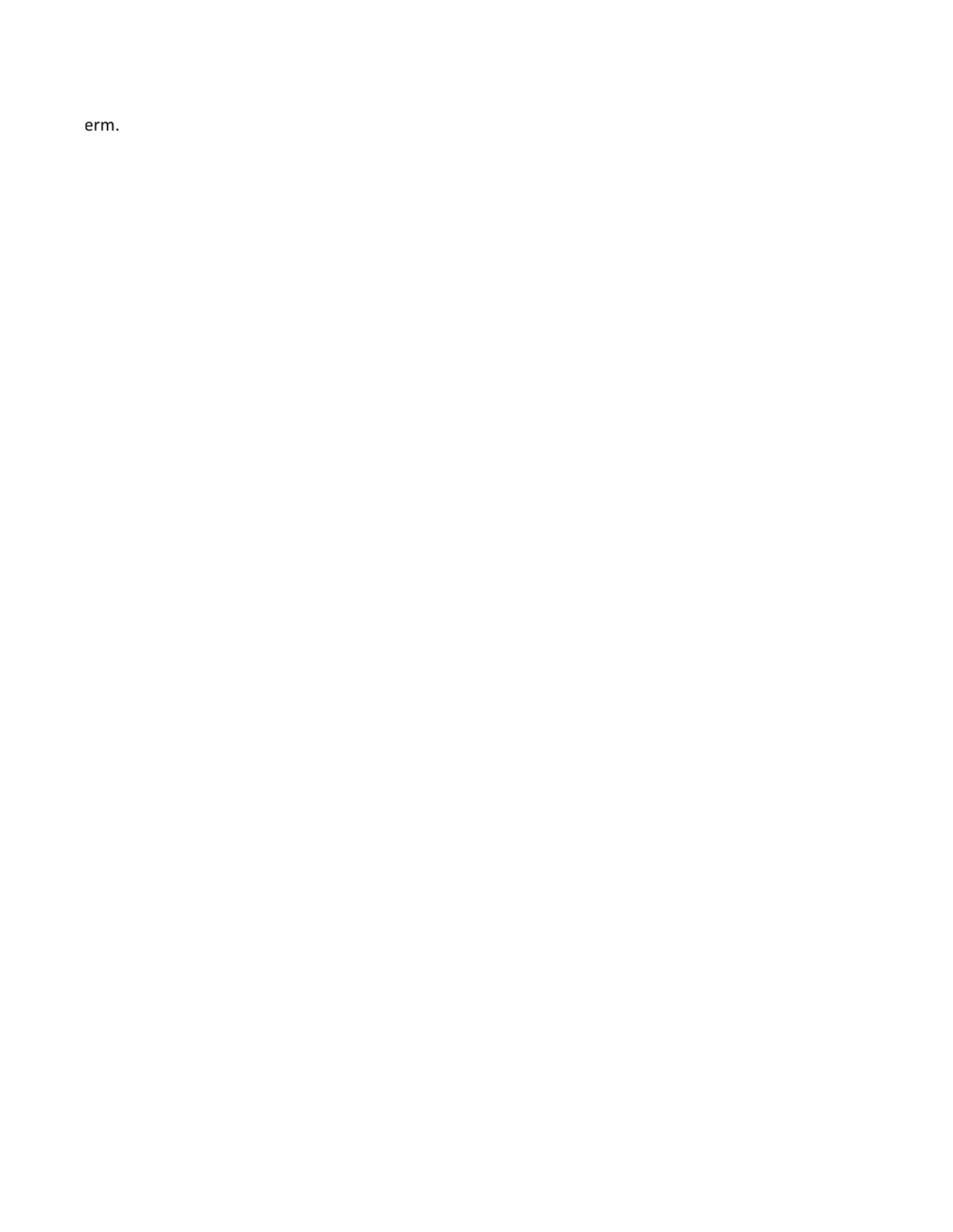erm.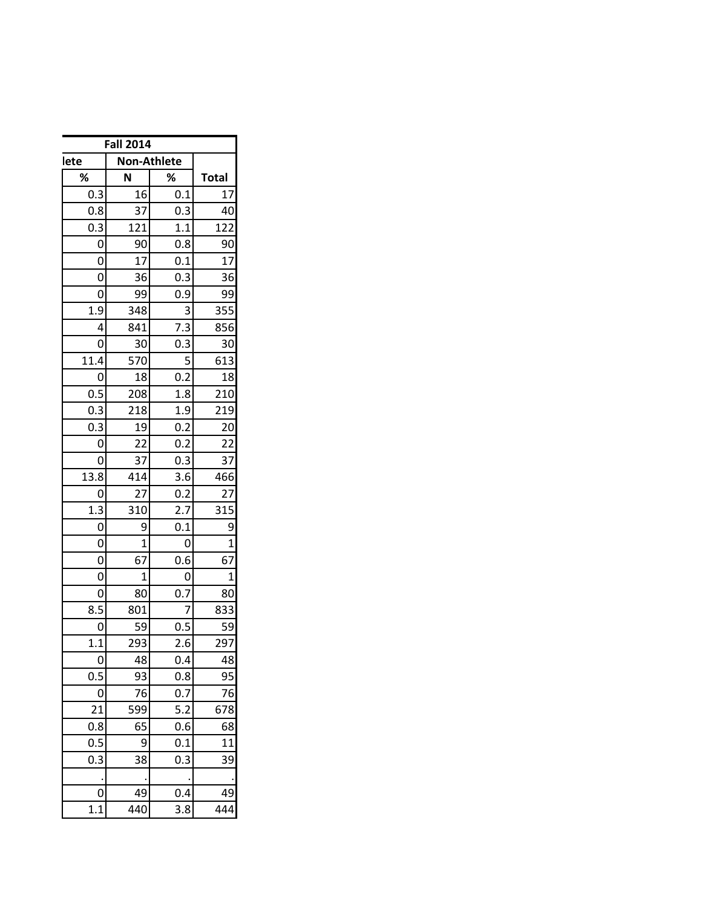| Fall 2014 | | | |
|---|---|---|---|
| lete | Non-Athlete | | |
| % | N | % | Total |
| 0.3 | 16 | 0.1 | 17 |
| 0.8 | 37 | 0.3 | 40 |
| 0.3 | 121 | 1.1 | 122 |
| 0 | 90 | 0.8 | 90 |
| 0 | 17 | 0.1 | 17 |
| 0 | 36 | 0.3 | 36 |
| 0 | 99 | 0.9 | 99 |
| 1.9 | 348 | 3 | 355 |
| 4 | 841 | 7.3 | 856 |
| 0 | 30 | 0.3 | 30 |
| 11.4 | 570 | 5 | 613 |
| 0 | 18 | 0.2 | 18 |
| 0.5 | 208 | 1.8 | 210 |
| 0.3 | 218 | 1.9 | 219 |
| 0.3 | 19 | 0.2 | 20 |
| 0 | 22 | 0.2 | 22 |
| 0 | 37 | 0.3 | 37 |
| 13.8 | 414 | 3.6 | 466 |
| 0 | 27 | 0.2 | 27 |
| 1.3 | 310 | 2.7 | 315 |
| 0 | 9 | 0.1 | 9 |
| 0 | 1 | 0 | 1 |
| 0 | 67 | 0.6 | 67 |
| 0 | 1 | 0 | 1 |
| 0 | 80 | 0.7 | 80 |
| 8.5 | 801 | 7 | 833 |
| 0 | 59 | 0.5 | 59 |
| 1.1 | 293 | 2.6 | 297 |
| 0 | 48 | 0.4 | 48 |
| 0.5 | 93 | 0.8 | 95 |
| 0 | 76 | 0.7 | 76 |
| 21 | 599 | 5.2 | 678 |
| 0.8 | 65 | 0.6 | 68 |
| 0.5 | 9 | 0.1 | 11 |
| 0.3 | 38 | 0.3 | 39 |
| . | . | . | . |
| 0 | 49 | 0.4 | 49 |
| 1.1 | 440 | 3.8 | 444 |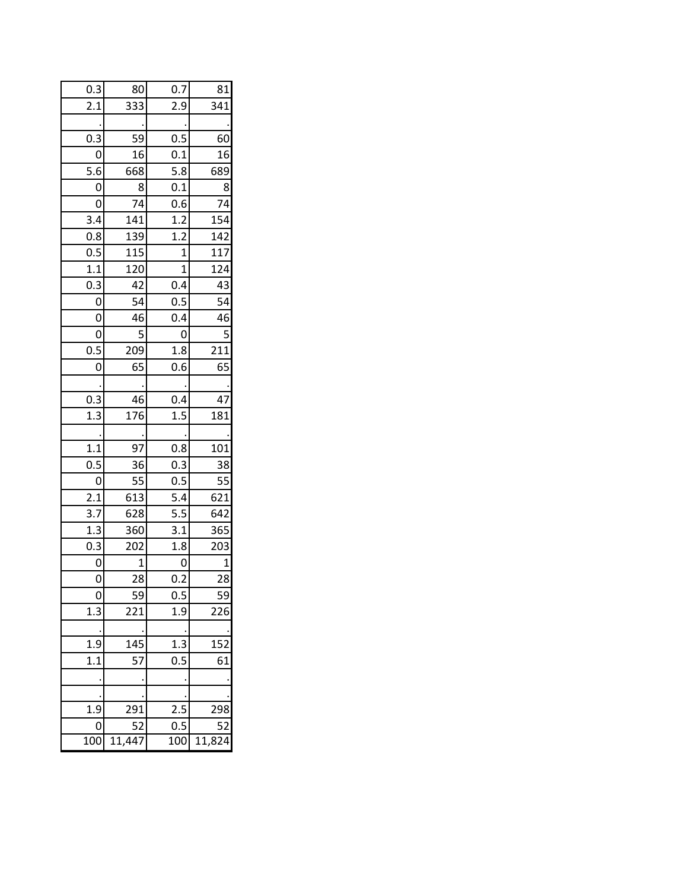| | | | |
|---|---|---|---|
| 0.3 | 80 | 0.7 | 81 |
| 2.1 | 333 | 2.9 | 341 |
| . | . | . | . |
| 0.3 | 59 | 0.5 | 60 |
| 0 | 16 | 0.1 | 16 |
| 5.6 | 668 | 5.8 | 689 |
| 0 | 8 | 0.1 | 8 |
| 0 | 74 | 0.6 | 74 |
| 3.4 | 141 | 1.2 | 154 |
| 0.8 | 139 | 1.2 | 142 |
| 0.5 | 115 | 1 | 117 |
| 1.1 | 120 | 1 | 124 |
| 0.3 | 42 | 0.4 | 43 |
| 0 | 54 | 0.5 | 54 |
| 0 | 46 | 0.4 | 46 |
| 0 | 5 | 0 | 5 |
| 0.5 | 209 | 1.8 | 211 |
| 0 | 65 | 0.6 | 65 |
| . | . | . | . |
| 0.3 | 46 | 0.4 | 47 |
| 1.3 | 176 | 1.5 | 181 |
| . | . | . | . |
| 1.1 | 97 | 0.8 | 101 |
| 0.5 | 36 | 0.3 | 38 |
| 0 | 55 | 0.5 | 55 |
| 2.1 | 613 | 5.4 | 621 |
| 3.7 | 628 | 5.5 | 642 |
| 1.3 | 360 | 3.1 | 365 |
| 0.3 | 202 | 1.8 | 203 |
| 0 | 1 | 0 | 1 |
| 0 | 28 | 0.2 | 28 |
| 0 | 59 | 0.5 | 59 |
| 1.3 | 221 | 1.9 | 226 |
| . | . | . | . |
| 1.9 | 145 | 1.3 | 152 |
| 1.1 | 57 | 0.5 | 61 |
| . | . | . | . |
| . | . | . | . |
| 1.9 | 291 | 2.5 | 298 |
| 0 | 52 | 0.5 | 52 |
| 100 | 11,447 | 100 | 11,824 |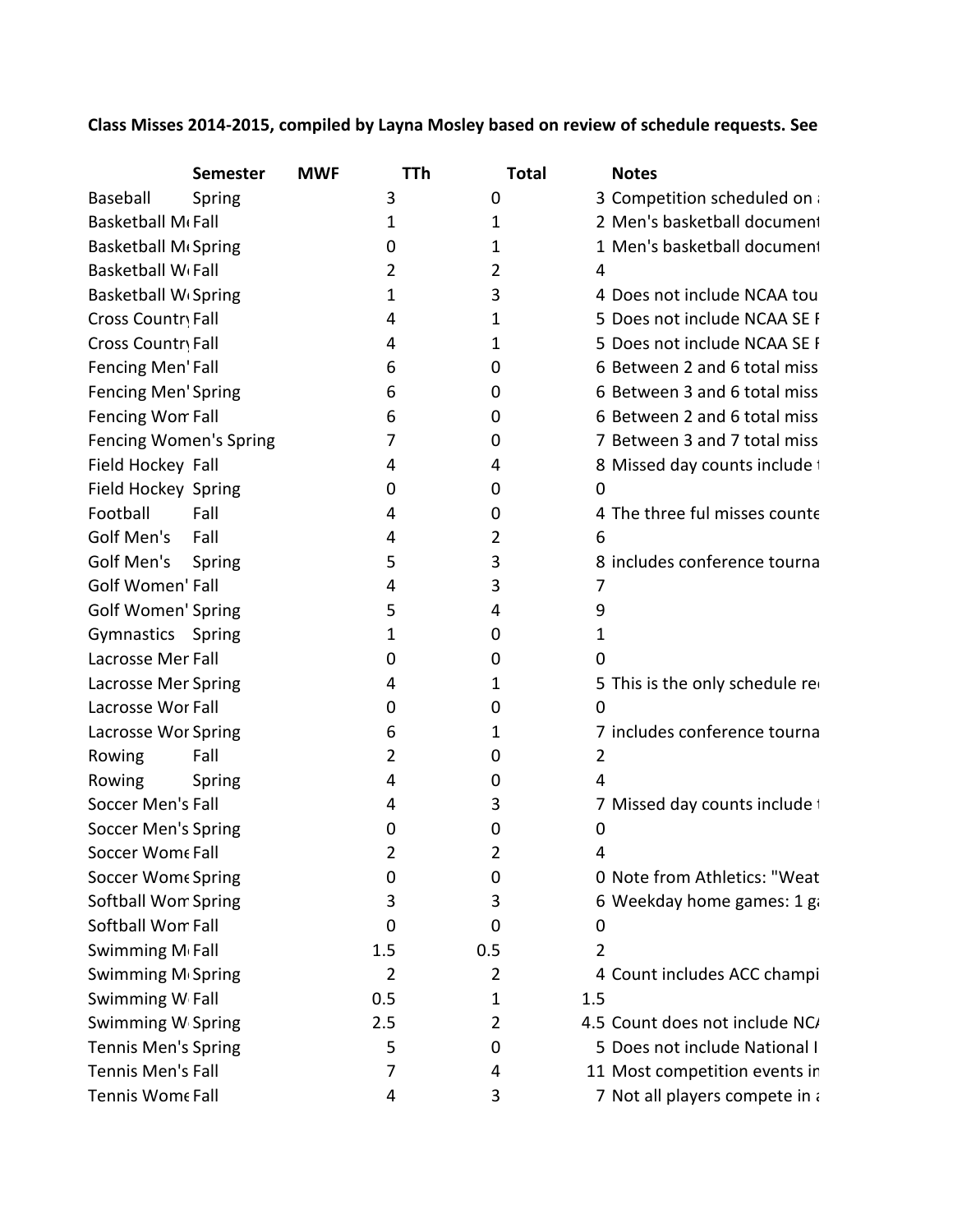**Class Misses 2014-2015, compiled by Layna Mosley based on review of schedule requests. See**

| | Semester | MWF | TTh | Total | Notes |
|---|---|---|---|---|---|
| Baseball | Spring | 3 | 0 | 3 | Competition scheduled on a |
| Basketball M | Fall | 1 | 1 | 2 | Men's basketball document |
| Basketball M | Spring | 0 | 1 | 1 | Men's basketball document |
| Basketball W | Fall | 2 | 2 | 4 | |
| Basketball W | Spring | 1 | 3 | 4 | Does not include NCAA tou |
| Cross Country | Fall | 4 | 1 | 5 | Does not include NCAA SE F |
| Cross Country | Fall | 4 | 1 | 5 | Does not include NCAA SE F |
| Fencing Men' | Fall | 6 | 0 | 6 | Between 2 and 6 total miss |
| Fencing Men' | Spring | 6 | 0 | 6 | Between 3 and 6 total miss |
| Fencing Wom | Fall | 6 | 0 | 6 | Between 2 and 6 total miss |
| Fencing Women's | Spring | 7 | 0 | 7 | Between 3 and 7 total miss |
| Field Hockey | Fall | 4 | 4 | 8 | Missed day counts include t |
| Field Hockey | Spring | 0 | 0 | 0 | |
| Football | Fall | 4 | 0 | 4 | The three ful misses counte |
| Golf Men's | Fall | 4 | 2 | 6 | |
| Golf Men's | Spring | 5 | 3 | 8 | includes conference tourna |
| Golf Women' | Fall | 4 | 3 | 7 | |
| Golf Women' | Spring | 5 | 4 | 9 | |
| Gymnastics | Spring | 1 | 0 | 1 | |
| Lacrosse Mer | Fall | 0 | 0 | 0 | |
| Lacrosse Mer | Spring | 4 | 1 | 5 | This is the only schedule re |
| Lacrosse Wor | Fall | 0 | 0 | 0 | |
| Lacrosse Wor | Spring | 6 | 1 | 7 | includes conference tourna |
| Rowing | Fall | 2 | 0 | 2 | |
| Rowing | Spring | 4 | 0 | 4 | |
| Soccer Men's | Fall | 4 | 3 | 7 | Missed day counts include t |
| Soccer Men's | Spring | 0 | 0 | 0 | |
| Soccer Wome | Fall | 2 | 2 | 4 | |
| Soccer Wome | Spring | 0 | 0 | 0 | Note from Athletics: "Weat |
| Softball Wom | Spring | 3 | 3 | 6 | Weekday home games: 1 ga |
| Softball Wom | Fall | 0 | 0 | 0 | |
| Swimming M | Fall | 1.5 | 0.5 | 2 | |
| Swimming M | Spring | 2 | 2 | 4 | Count includes ACC champi |
| Swimming W | Fall | 0.5 | 1 | 1.5 | |
| Swimming W | Spring | 2.5 | 2 | 4.5 | Count does not include NCA |
| Tennis Men's | Spring | 5 | 0 | 5 | Does not include National I |
| Tennis Men's | Fall | 7 | 4 | 11 | Most competition events in |
| Tennis Wome | Fall | 4 | 3 | 7 | Not all players compete in a |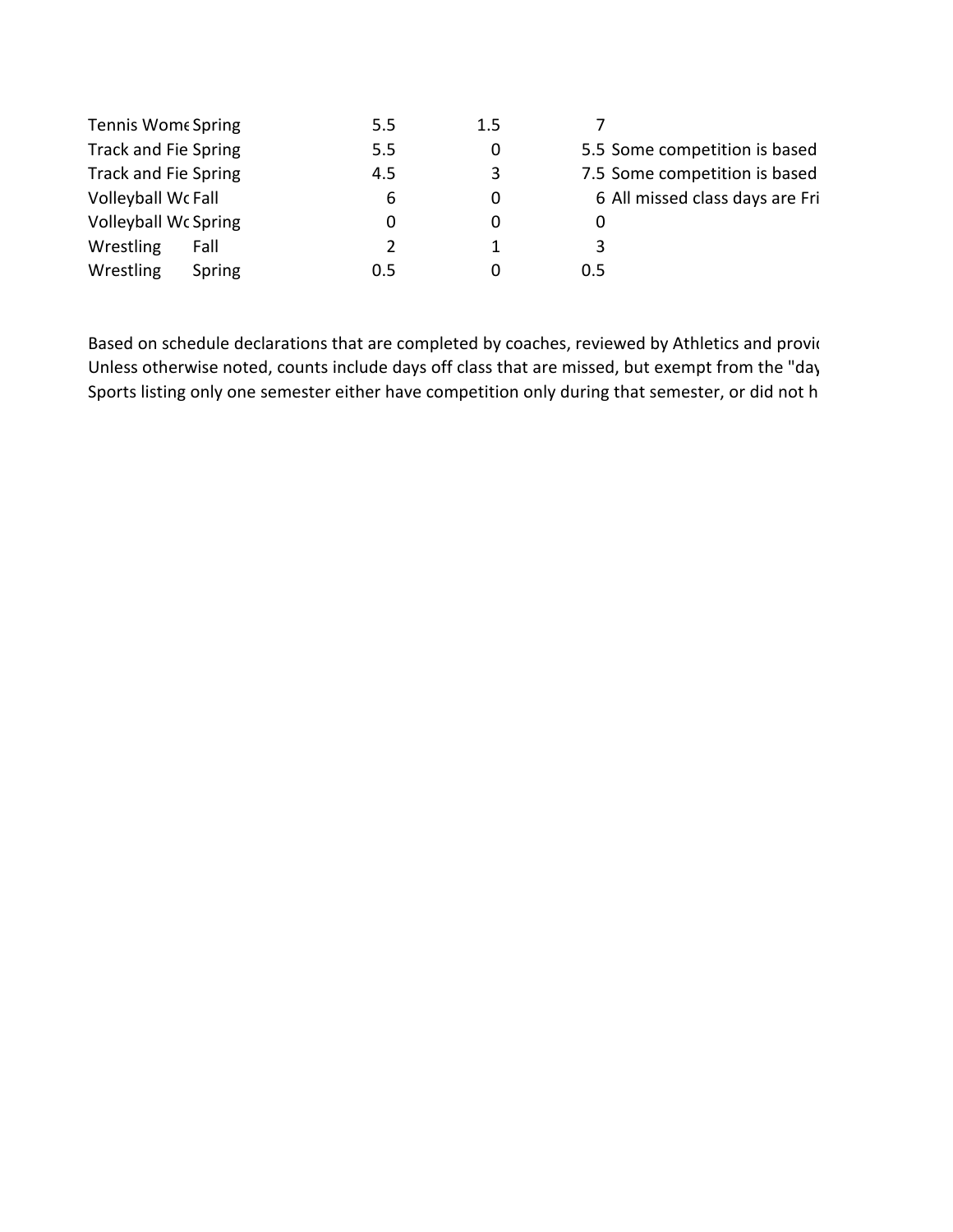| | | | | | |
|---|---|---|---|---|---|
| Tennis Wome | Spring | 5.5 | 1.5 | 7 | |
| Track and Fie | Spring | 5.5 | 0 | 5.5 | Some competition is based |
| Track and Fie | Spring | 4.5 | 3 | 7.5 | Some competition is based |
| Volleyball Wc | Fall | 6 | 0 | 6 | All missed class days are Fri |
| Volleyball Wc | Spring | 0 | 0 | 0 | |
| Wrestling | Fall | 2 | 1 | 3 | |
| Wrestling | Spring | 0.5 | 0 | 0.5 | |

Based on schedule declarations that are completed by coaches, reviewed by Athletics and provic
Unless otherwise noted, counts include days off class that are missed, but exempt from the "day
Sports listing only one semester either have competition only during that semester, or did not h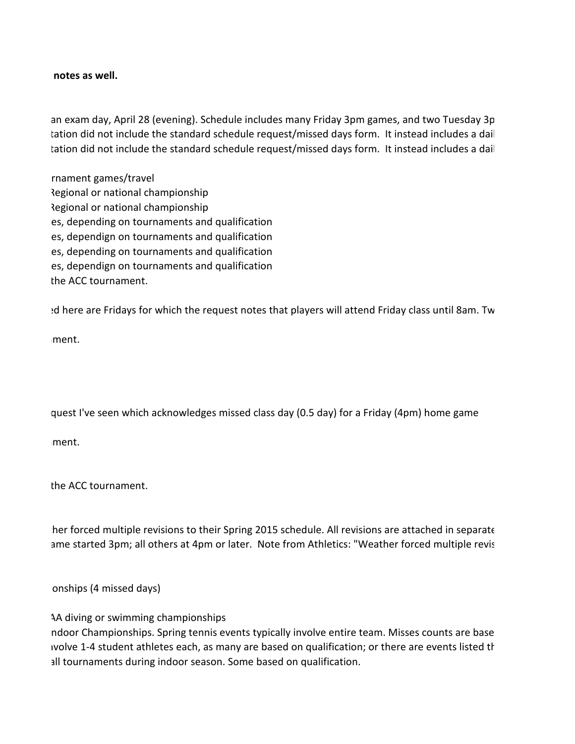**notes as well.**

an exam day, April 28 (evening). Schedule includes many Friday 3pm games, and two Tuesday 3p

tation did not include the standard schedule request/missed days form. It instead includes a dail

tation did not include the standard schedule request/missed days form. It instead includes a dail

rnament games/travel

Regional or national championship

Regional or national championship

es, depending on tournaments and qualification

es, dependign on tournaments and qualification

es, depending on tournaments and qualification

es, dependign on tournaments and qualification

the ACC tournament.

ed here are Fridays for which the request notes that players will attend Friday class until 8am. Tw

ment.

quest I've seen which acknowledges missed class day (0.5 day) for a Friday (4pm) home game

ment.

the ACC tournament.

her forced multiple revisions to their Spring 2015 schedule. All revisions are attached in separate

ame started 3pm; all others at 4pm or later. Note from Athletics: "Weather forced multiple revis

onships (4 missed days)

AA diving or swimming championships

ndoor Championships. Spring tennis events typically involve entire team. Misses counts are base

volve 1-4 student athletes each, as many are based on qualification; or there are events listed th

all tournaments during indoor season. Some based on qualification.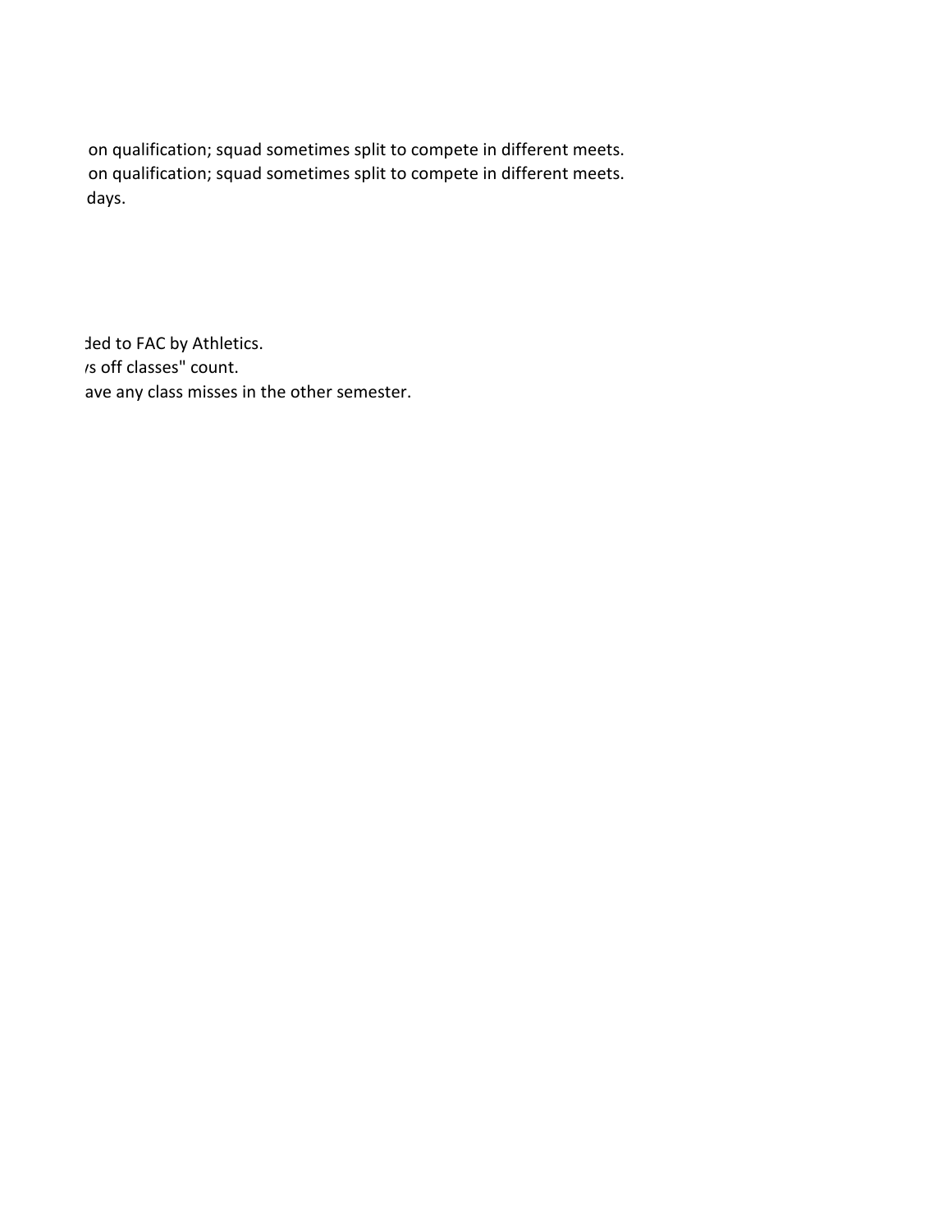on qualification; squad sometimes split to compete in different meets.
on qualification; squad sometimes split to compete in different meets.
days.

ded to FAC by Athletics.
/s off classes" count.
ave any class misses in the other semester.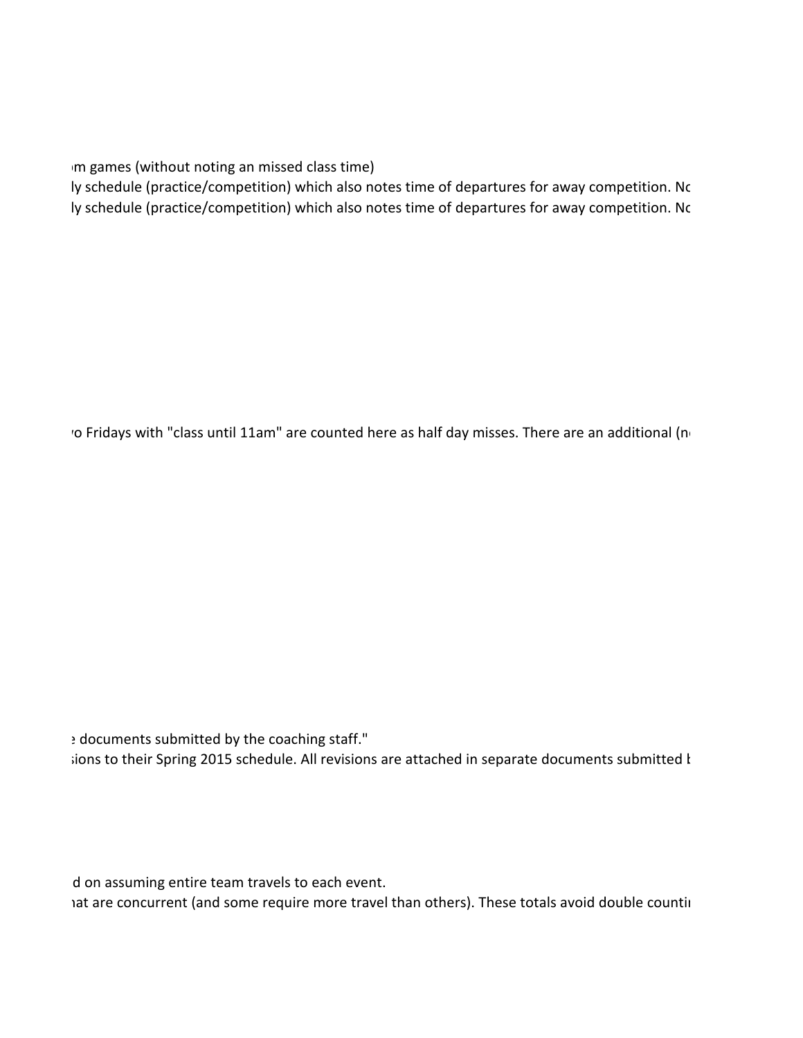m games (without noting an missed class time)

ly schedule (practice/competition) which also notes time of departures for away competition. No

ly schedule (practice/competition) which also notes time of departures for away competition. No

o Fridays with "class until 11am" are counted here as half day misses. There are an additional (n

documents submitted by the coaching staff."

ions to their Spring 2015 schedule. All revisions are attached in separate documents submitted b

d on assuming entire team travels to each event.

nat are concurrent (and some require more travel than others). These totals avoid double countir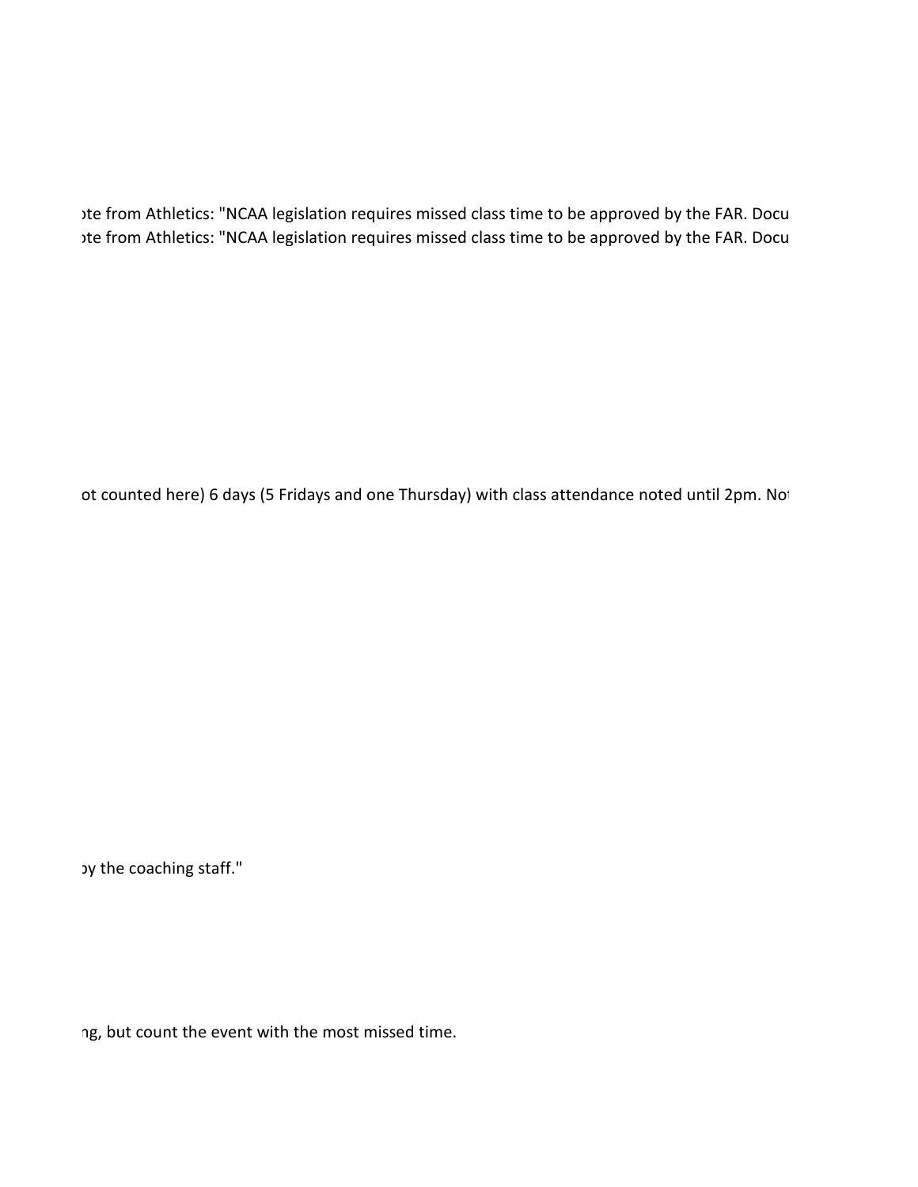ote from Athletics: "NCAA legislation requires missed class time to be approved by the FAR. Docu

ote from Athletics: "NCAA legislation requires missed class time to be approved by the FAR. Docu

ot counted here) 6 days (5 Fridays and one Thursday) with class attendance noted until 2pm. No

by the coaching staff."

ng, but count the event with the most missed time.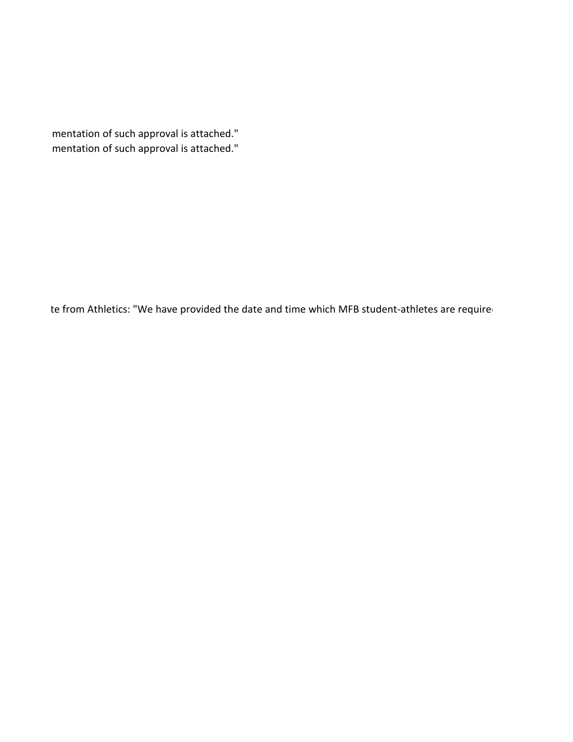mentation of such approval is attached."

mentation of such approval is attached."

te from Athletics: "We have provided the date and time which MFB student-athletes are require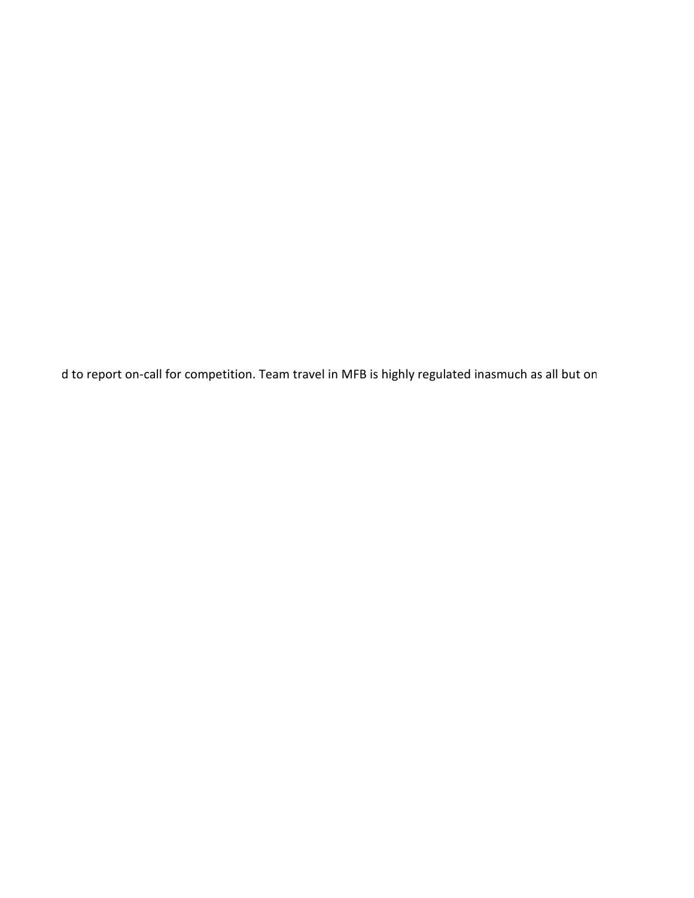d to report on-call for competition. Team travel in MFB is highly regulated inasmuch as all but on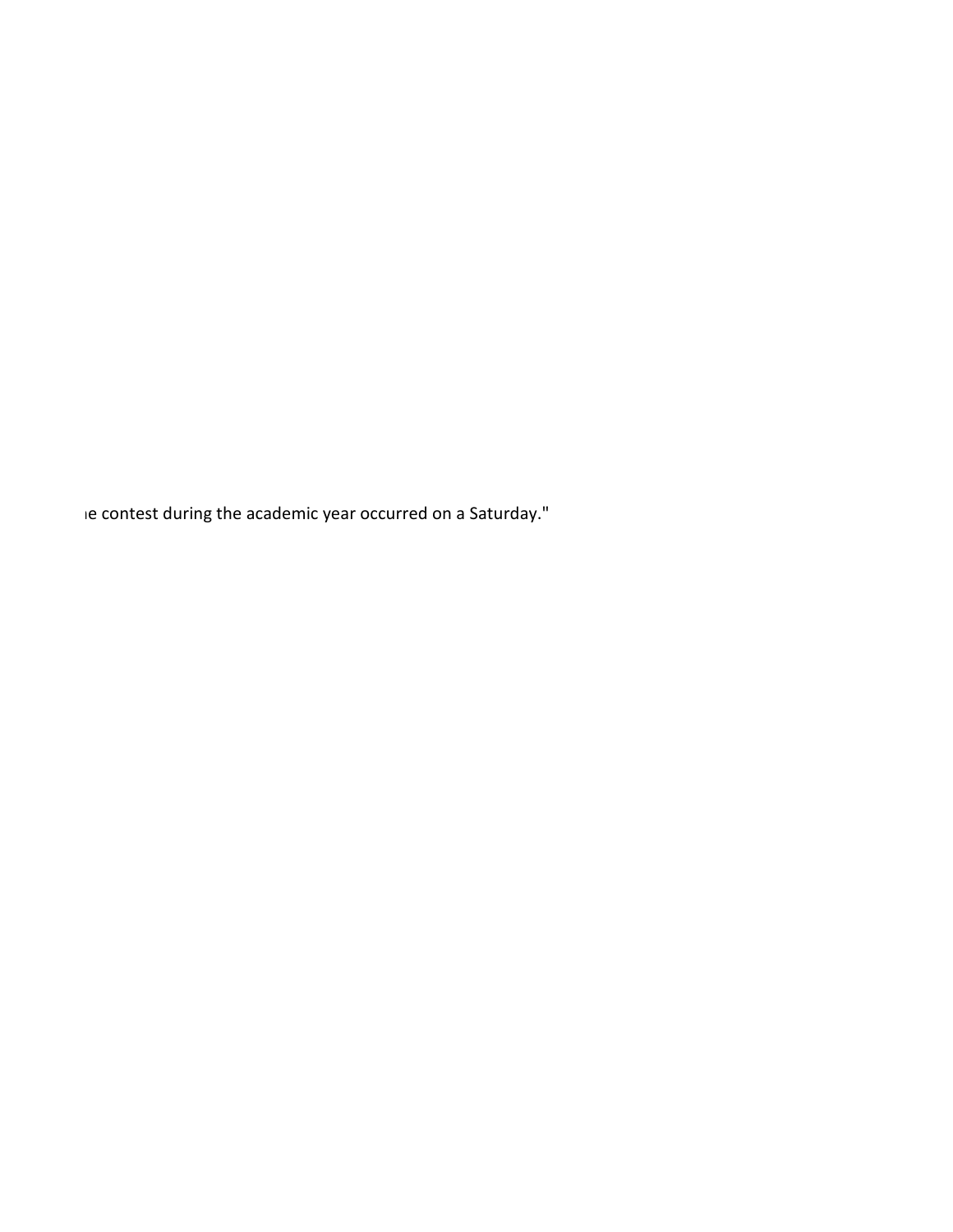ıe contest during the academic year occurred on a Saturday."